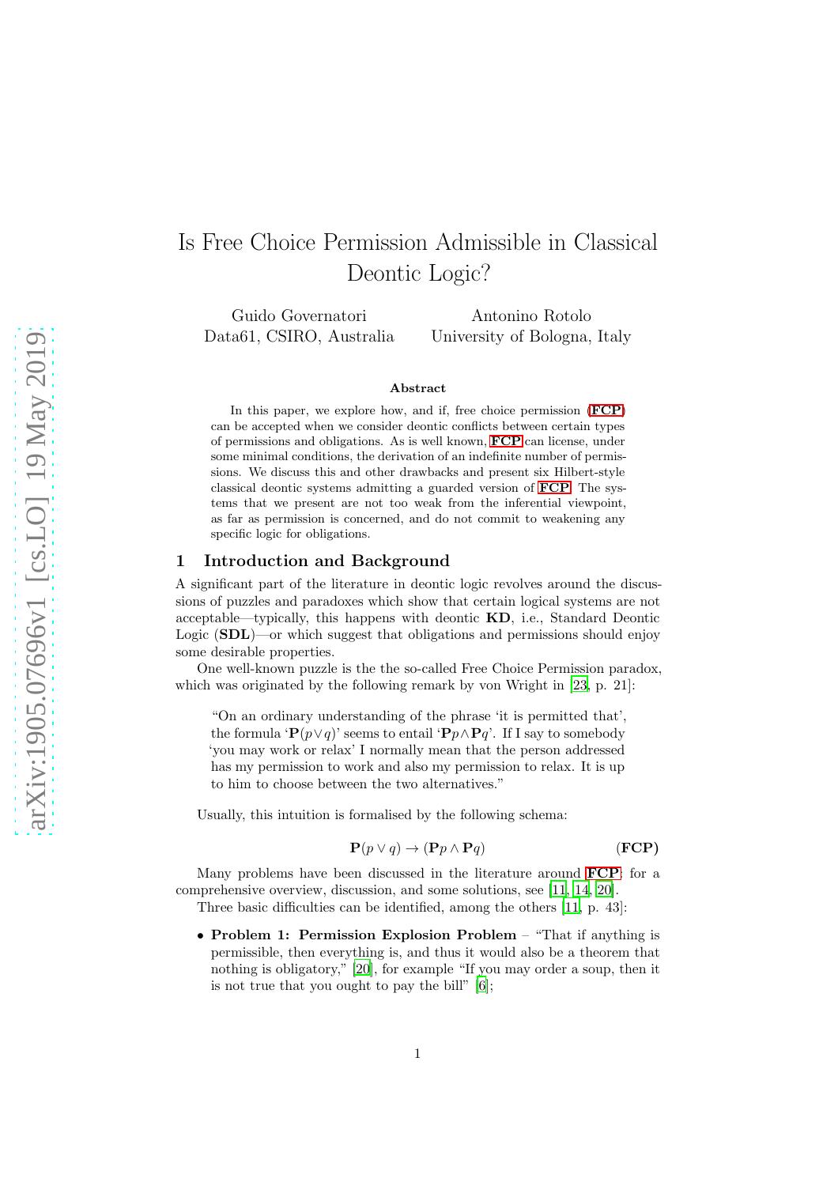# Is Free Choice Permission Admissible in Classical Deontic Logic?

Guido Governatori
Data61, CSIRO, Australia

Antonino Rotolo
University of Bologna, Italy

### Abstract

In this paper, we explore how, and if, free choice permission (**FCP**) can be accepted when we consider deontic conflicts between certain types of permissions and obligations. As is well known, **FCP** can license, under some minimal conditions, the derivation of an indefinite number of permissions. We discuss this and other drawbacks and present six Hilbert-style classical deontic systems admitting a guarded version of **FCP**. The systems that we present are not too weak from the inferential viewpoint, as far as permission is concerned, and do not commit to weakening any specific logic for obligations.

## 1 Introduction and Background

A significant part of the literature in deontic logic revolves around the discussions of puzzles and paradoxes which show that certain logical systems are not acceptable—typically, this happens with deontic **KD**, i.e., Standard Deontic Logic (**SDL**)—or which suggest that obligations and permissions should enjoy some desirable properties.

One well-known puzzle is the the so-called Free Choice Permission paradox, which was originated by the following remark by von Wright in [23, p. 21]:

> "On an ordinary understanding of the phrase 'it is permitted that', the formula '$\mathbf{P}(p \vee q)$' seems to entail '$\mathbf{P}p \wedge \mathbf{P}q$'. If I say to somebody 'you may work or relax' I normally mean that the person addressed has my permission to work and also my permission to relax. It is up to him to choose between the two alternatives."

Usually, this intuition is formalised by the following schema:

$$\mathbf{P}(p \vee q) \rightarrow (\mathbf{P}p \wedge \mathbf{P}q) \qquad \textbf{(FCP)}$$

Many problems have been discussed in the literature around **FCP**; for a comprehensive overview, discussion, and some solutions, see [11, 14, 20].

Three basic difficulties can be identified, among the others [11, p. 43]:

- **Problem 1: Permission Explosion Problem** – "That if anything is permissible, then everything is, and thus it would also be a theorem that nothing is obligatory," [20], for example "If you may order a soup, then it is not true that you ought to pay the bill" [6];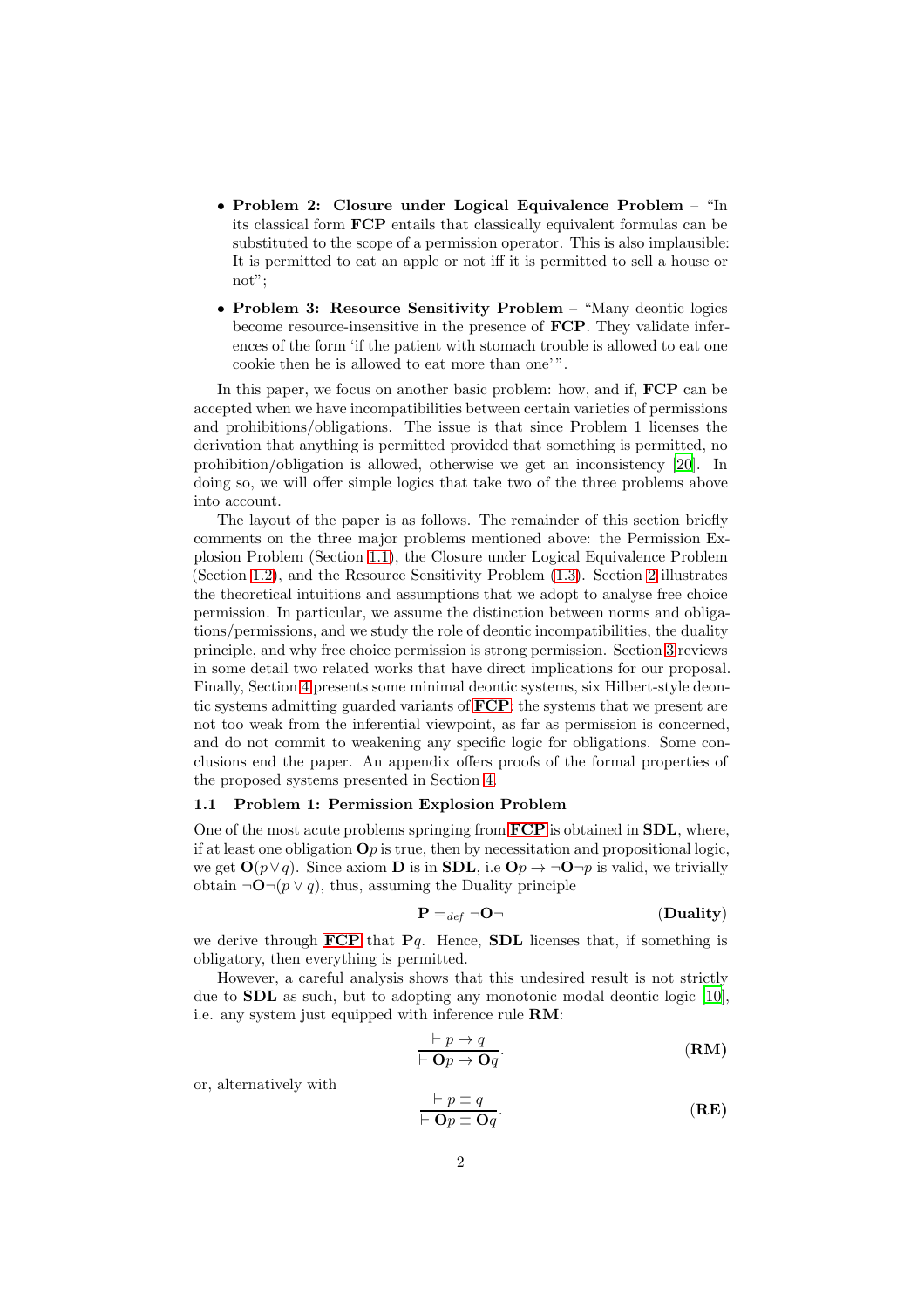- **Problem 2: Closure under Logical Equivalence Problem** – "In its classical form **FCP** entails that classically equivalent formulas can be substituted to the scope of a permission operator. This is also implausible: It is permitted to eat an apple or not iff it is permitted to sell a house or not";
- **Problem 3: Resource Sensitivity Problem** – "Many deontic logics become resource-insensitive in the presence of **FCP**. They validate inferences of the form 'if the patient with stomach trouble is allowed to eat one cookie then he is allowed to eat more than one'".

In this paper, we focus on another basic problem: how, and if, **FCP** can be accepted when we have incompatibilities between certain varieties of permissions and prohibitions/obligations. The issue is that since Problem 1 licenses the derivation that anything is permitted provided that something is permitted, no prohibition/obligation is allowed, otherwise we get an inconsistency [20]. In doing so, we will offer simple logics that take two of the three problems above into account.

The layout of the paper is as follows. The remainder of this section briefly comments on the three major problems mentioned above: the Permission Explosion Problem (Section 1.1), the Closure under Logical Equivalence Problem (Section 1.2), and the Resource Sensitivity Problem (1.3). Section 2 illustrates the theoretical intuitions and assumptions that we adopt to analyse free choice permission. In particular, we assume the distinction between norms and obligations/permissions, and we study the role of deontic incompatibilities, the duality principle, and why free choice permission is strong permission. Section 3 reviews in some detail two related works that have direct implications for our proposal. Finally, Section 4 presents some minimal deontic systems, six Hilbert-style deontic systems admitting guarded variants of **FCP**: the systems that we present are not too weak from the inferential viewpoint, as far as permission is concerned, and do not commit to weakening any specific logic for obligations. Some conclusions end the paper. An appendix offers proofs of the formal properties of the proposed systems presented in Section 4.

### 1.1 Problem 1: Permission Explosion Problem

One of the most acute problems springing from **FCP** is obtained in **SDL**, where, if at least one obligation $\mathbf{O}p$ is true, then by necessitation and propositional logic, we get $\mathbf{O}(p \vee q)$. Since axiom **D** is in **SDL**, i.e $\mathbf{O}p \rightarrow \neg\mathbf{O}\neg p$ is valid, we trivially obtain $\neg\mathbf{O}\neg(p \vee q)$, thus, assuming the Duality principle

$$\mathbf{P} =_{def} \neg\mathbf{O}\neg \qquad \textbf{(Duality)}$$

we derive through **FCP** that $\mathbf{P}q$. Hence, **SDL** licenses that, if something is obligatory, then everything is permitted.

However, a careful analysis shows that this undesired result is not strictly due to **SDL** as such, but to adopting any monotonic modal deontic logic [10], i.e. any system just equipped with inference rule **RM**:

$$\frac{\vdash p \rightarrow q}{\vdash \mathbf{O}p \rightarrow \mathbf{O}q}. \qquad \textbf{(RM)}$$

or, alternatively with

$$\frac{\vdash p \equiv q}{\vdash \mathbf{O}p \equiv \mathbf{O}q}. \qquad \textbf{(RE)}$$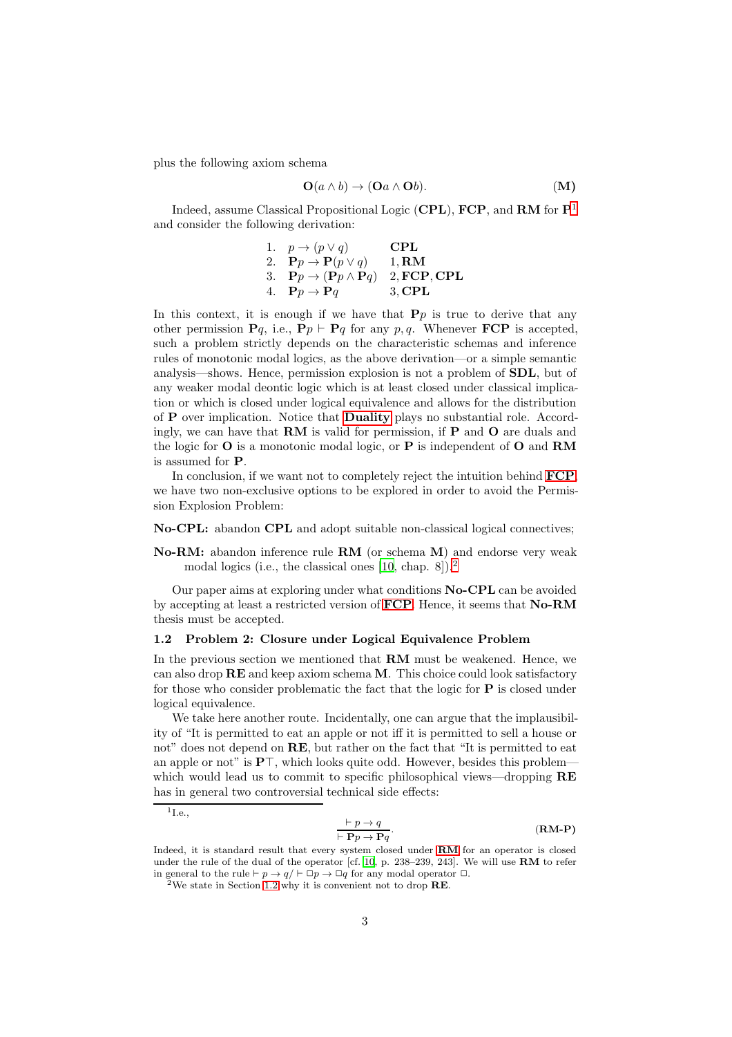plus the following axiom schema

$$\mathbf{O}(a \wedge b) \to (\mathbf{O}a \wedge \mathbf{O}b). \tag{M}$$

Indeed, assume Classical Propositional Logic (**CPL**), **FCP**, and **RM** for **P**[1] and consider the following derivation:

| | | |
|---|---|---|
| 1. | $p \to (p \vee q)$ | **CPL** |
| 2. | $\mathbf{P}p \to \mathbf{P}(p \vee q)$ | 1, **RM** |
| 3. | $\mathbf{P}p \to (\mathbf{P}p \wedge \mathbf{P}q)$ | 2, **FCP**, **CPL** |
| 4. | $\mathbf{P}p \to \mathbf{P}q$ | 3, **CPL** |

In this context, it is enough if we have that $\mathbf{P}p$ is true to derive that any other permission $\mathbf{P}q$, i.e., $\mathbf{P}p \vdash \mathbf{P}q$ for any $p, q$. Whenever **FCP** is accepted, such a problem strictly depends on the characteristic schemas and inference rules of monotonic modal logics, as the above derivation—or a simple semantic analysis—shows. Hence, permission explosion is not a problem of **SDL**, but of any weaker modal deontic logic which is at least closed under classical implication or which is closed under logical equivalence and allows for the distribution of **P** over implication. Notice that **Duality** plays no substantial role. Accordingly, we can have that **RM** is valid for permission, if **P** and **O** are duals and the logic for **O** is a monotonic modal logic, or **P** is independent of **O** and **RM** is assumed for **P**.

In conclusion, if we want not to completely reject the intuition behind **FCP**, we have two non-exclusive options to be explored in order to avoid the Permission Explosion Problem:

**No-CPL:** abandon **CPL** and adopt suitable non-classical logical connectives;

**No-RM:** abandon inference rule **RM** (or schema **M**) and endorse very weak modal logics (i.e., the classical ones [10, chap. 8]).[2]

Our paper aims at exploring under what conditions **No-CPL** can be avoided by accepting at least a restricted version of **FCP**. Hence, it seems that **No-RM** thesis must be accepted.

### 1.2 Problem 2: Closure under Logical Equivalence Problem

In the previous section we mentioned that **RM** must be weakened. Hence, we can also drop **RE** and keep axiom schema **M**. This choice could look satisfactory for those who consider problematic the fact that the logic for **P** is closed under logical equivalence.

We take here another route. Incidentally, one can argue that the implausibility of "It is permitted to eat an apple or not iff it is permitted to sell a house or not" does not depend on **RE**, but rather on the fact that "It is permitted to eat an apple or not" is $\mathbf{P}\top$, which looks quite odd. However, besides this problem—which would lead us to commit to specific philosophical views—dropping **RE** has in general two controversial technical side effects:

[1] I.e.,

$$\frac{\vdash p \to q}{\vdash \mathbf{P}p \to \mathbf{P}q}. \tag{RM-P}$$

Indeed, it is standard result that every system closed under **RM** for an operator is closed under the rule of the dual of the operator [cf. 10, p. 238–239, 243]. We will use **RM** to refer in general to the rule $\vdash p \to q / \vdash \Box p \to \Box q$ for any modal operator $\Box$.

[2] We state in Section 1.2 why it is convenient not to drop **RE**.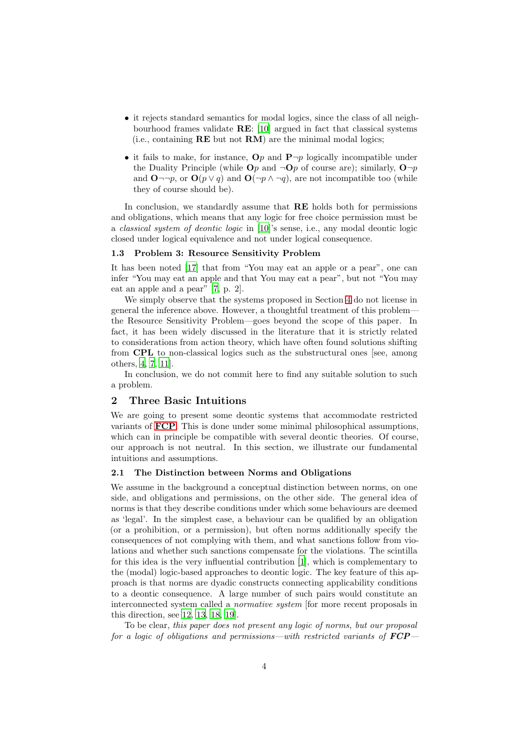- it rejects standard semantics for modal logics, since the class of all neighbourhood frames validate **RE**: [10] argued in fact that classical systems (i.e., containing **RE** but not **RM**) are the minimal modal logics;
- it fails to make, for instance, $\mathbf{O}p$ and $\mathbf{P}\neg p$ logically incompatible under the Duality Principle (while $\mathbf{O}p$ and $\neg\mathbf{O}p$ of course are); similarly, $\mathbf{O}\neg p$ and $\mathbf{O}\neg\neg p$, or $\mathbf{O}(p \vee q)$ and $\mathbf{O}(\neg p \wedge \neg q)$, are not incompatible too (while they of course should be).

In conclusion, we standardly assume that **RE** holds both for permissions and obligations, which means that any logic for free choice permission must be a *classical system of deontic logic* in [10]'s sense, i.e., any modal deontic logic closed under logical equivalence and not under logical consequence.

### 1.3 Problem 3: Resource Sensitivity Problem

It has been noted [17] that from "You may eat an apple or a pear", one can infer "You may eat an apple and that You may eat a pear", but not "You may eat an apple and a pear" [7, p. 2].

We simply observe that the systems proposed in Section 4 do not license in general the inference above. However, a thoughtful treatment of this problem—the Resource Sensitivity Problem—goes beyond the scope of this paper. In fact, it has been widely discussed in the literature that it is strictly related to considerations from action theory, which have often found solutions shifting from **CPL** to non-classical logics such as the substructural ones [see, among others, 4, 7, 11].

In conclusion, we do not commit here to find any suitable solution to such a problem.

## 2 Three Basic Intuitions

We are going to present some deontic systems that accommodate restricted variants of **FCP**. This is done under some minimal philosophical assumptions, which can in principle be compatible with several deontic theories. Of course, our approach is not neutral. In this section, we illustrate our fundamental intuitions and assumptions.

### 2.1 The Distinction between Norms and Obligations

We assume in the background a conceptual distinction between norms, on one side, and obligations and permissions, on the other side. The general idea of norms is that they describe conditions under which some behaviours are deemed as 'legal'. In the simplest case, a behaviour can be qualified by an obligation (or a prohibition, or a permission), but often norms additionally specify the consequences of not complying with them, and what sanctions follow from violations and whether such sanctions compensate for the violations. The scintilla for this idea is the very influential contribution [1], which is complementary to the (modal) logic-based approaches to deontic logic. The key feature of this approach is that norms are dyadic constructs connecting applicability conditions to a deontic consequence. A large number of such pairs would constitute an interconnected system called a *normative system* [for more recent proposals in this direction, see 12, 13, 18, 19].

To be clear, *this paper does not present any logic of norms, but our proposal for a logic of obligations and permissions—with restricted variants of* ***FCP***—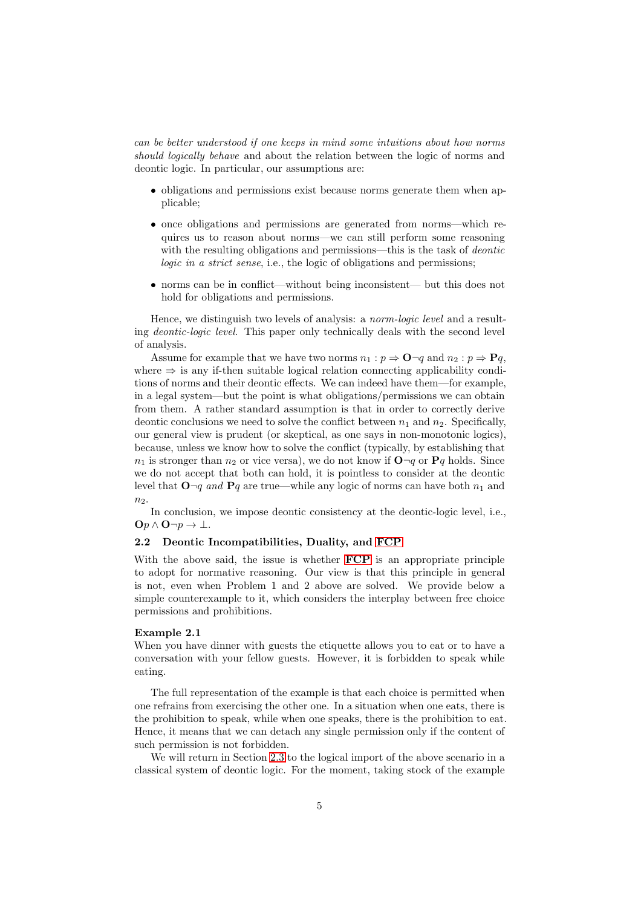*can be better understood if one keeps in mind some intuitions about how norms should logically behave* and about the relation between the logic of norms and deontic logic. In particular, our assumptions are:

- obligations and permissions exist because norms generate them when applicable;
- once obligations and permissions are generated from norms—which requires us to reason about norms—we can still perform some reasoning with the resulting obligations and permissions—this is the task of *deontic logic in a strict sense*, i.e., the logic of obligations and permissions;
- norms can be in conflict—without being inconsistent— but this does not hold for obligations and permissions.

Hence, we distinguish two levels of analysis: a *norm-logic level* and a resulting *deontic-logic level*. This paper only technically deals with the second level of analysis.

Assume for example that we have two norms $n_1 : p \Rightarrow \mathbf{O}\neg q$ and $n_2 : p \Rightarrow \mathbf{P}q$, where $\Rightarrow$ is any if-then suitable logical relation connecting applicability conditions of norms and their deontic effects. We can indeed have them—for example, in a legal system—but the point is what obligations/permissions we can obtain from them. A rather standard assumption is that in order to correctly derive deontic conclusions we need to solve the conflict between $n_1$ and $n_2$. Specifically, our general view is prudent (or skeptical, as one says in non-monotonic logics), because, unless we know how to solve the conflict (typically, by establishing that $n_1$ is stronger than $n_2$ or vice versa), we do not know if $\mathbf{O}\neg q$ or $\mathbf{P}q$ holds. Since we do not accept that both can hold, it is pointless to consider at the deontic level that $\mathbf{O}\neg q$ *and* $\mathbf{P}q$ are true—while any logic of norms can have both $n_1$ and $n_2$.

In conclusion, we impose deontic consistency at the deontic-logic level, i.e., $\mathbf{O}p \wedge \mathbf{O}\neg p \rightarrow \bot$.

### 2.2 Deontic Incompatibilities, Duality, and FCP

With the above said, the issue is whether **FCP** is an appropriate principle to adopt for normative reasoning. Our view is that this principle in general is not, even when Problem 1 and 2 above are solved. We provide below a simple counterexample to it, which considers the interplay between free choice permissions and prohibitions.

**Example 2.1**
When you have dinner with guests the etiquette allows you to eat or to have a conversation with your fellow guests. However, it is forbidden to speak while eating.

The full representation of the example is that each choice is permitted when one refrains from exercising the other one. In a situation when one eats, there is the prohibition to speak, while when one speaks, there is the prohibition to eat. Hence, it means that we can detach any single permission only if the content of such permission is not forbidden.

We will return in Section 2.3 to the logical import of the above scenario in a classical system of deontic logic. For the moment, taking stock of the example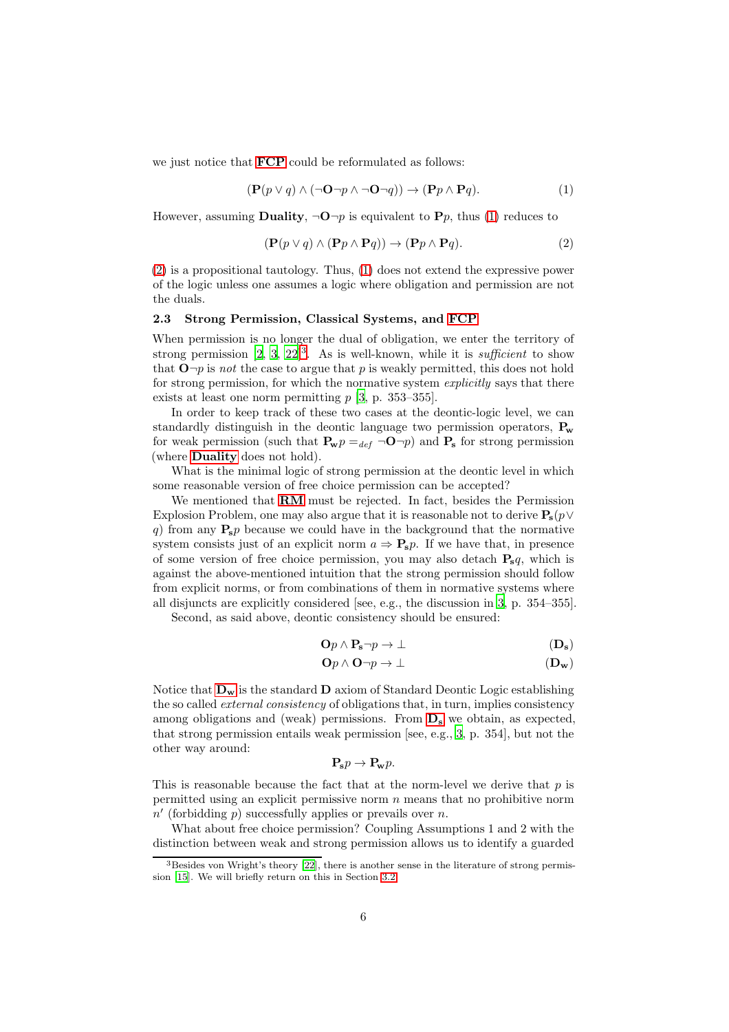we just notice that **FCP** could be reformulated as follows:

$$(\mathbf{P}(p \vee q) \wedge (\neg \mathbf{O} \neg p \wedge \neg \mathbf{O} \neg q)) \rightarrow (\mathbf{P}p \wedge \mathbf{P}q). \tag{1}$$

However, assuming **Duality**, $\neg\mathbf{O}\neg p$ is equivalent to $\mathbf{P}p$, thus (1) reduces to

$$(\mathbf{P}(p \vee q) \wedge (\mathbf{P}p \wedge \mathbf{P}q)) \rightarrow (\mathbf{P}p \wedge \mathbf{P}q). \tag{2}$$

(2) is a propositional tautology. Thus, (1) does not extend the expressive power of the logic unless one assumes a logic where obligation and permission are not the duals.

### 2.3 Strong Permission, Classical Systems, and FCP

When permission is no longer the dual of obligation, we enter the territory of strong permission [2, 3, 22][3]. As is well-known, while it is *sufficient* to show that $\mathbf{O}\neg p$ is *not* the case to argue that $p$ is weakly permitted, this does not hold for strong permission, for which the normative system *explicitly* says that there exists at least one norm permitting $p$ [3, p. 353–355].

In order to keep track of these two cases at the deontic-logic level, we can standardly distinguish in the deontic language two permission operators, $\mathbf{P_w}$ for weak permission (such that $\mathbf{P_w}p =_{def} \neg\mathbf{O}\neg p$) and $\mathbf{P_s}$ for strong permission (where **Duality** does not hold).

What is the minimal logic of strong permission at the deontic level in which some reasonable version of free choice permission can be accepted?

We mentioned that **RM** must be rejected. In fact, besides the Permission Explosion Problem, one may also argue that it is reasonable not to derive $\mathbf{P_s}(p \vee q)$ from any $\mathbf{P_s}p$ because we could have in the background that the normative system consists just of an explicit norm $a \Rightarrow \mathbf{P_s}p$. If we have that, in presence of some version of free choice permission, you may also detach $\mathbf{P_s}q$, which is against the above-mentioned intuition that the strong permission should follow from explicit norms, or from combinations of them in normative systems where all disjuncts are explicitly considered [see, e.g., the discussion in 3, p. 354–355].

Second, as said above, deontic consistency should be ensured:

$$\mathbf{O}p \wedge \mathbf{P_s}\neg p \rightarrow \bot \tag{$\mathbf{D_s}$}$$

$$\mathbf{O}p \wedge \mathbf{O}\neg p \rightarrow \bot \tag{$\mathbf{D_w}$}$$

Notice that $\mathbf{D_w}$ is the standard **D** axiom of Standard Deontic Logic establishing the so called *external consistency* of obligations that, in turn, implies consistency among obligations and (weak) permissions. From $\mathbf{D_s}$ we obtain, as expected, that strong permission entails weak permission [see, e.g., 3, p. 354], but not the other way around:

$$\mathbf{P_s}p \rightarrow \mathbf{P_w}p.$$

This is reasonable because the fact that at the norm-level we derive that $p$ is permitted using an explicit permissive norm $n$ means that no prohibitive norm $n'$ (forbidding $p$) successfully applies or prevails over $n$.

What about free choice permission? Coupling Assumptions 1 and 2 with the distinction between weak and strong permission allows us to identify a guarded

[3] Besides von Wright's theory [22], there is another sense in the literature of strong permission [15]. We will briefly return on this in Section 3.2.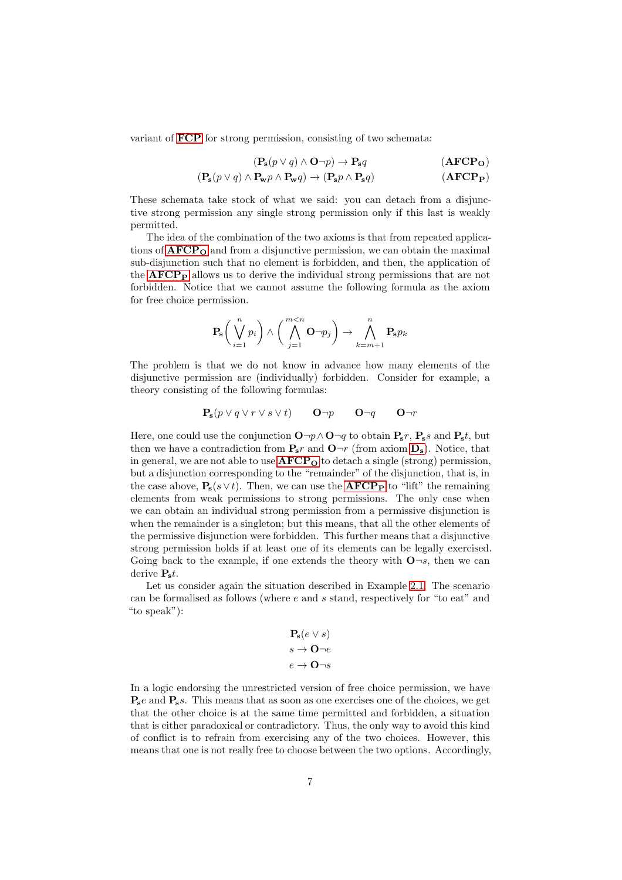variant of **FCP** for strong permission, consisting of two schemata:

$$(\mathbf{P_s}(p \lor q) \land \mathbf{O}\neg p) \rightarrow \mathbf{P_s} q \qquad (\mathbf{AFCP_O})$$

$$(\mathbf{P_s}(p \lor q) \land \mathbf{P_w} p \land \mathbf{P_w} q) \rightarrow (\mathbf{P_s} p \land \mathbf{P_s} q) \qquad (\mathbf{AFCP_P})$$

These schemata take stock of what we said: you can detach from a disjunctive strong permission any single strong permission only if this last is weakly permitted.

The idea of the combination of the two axioms is that from repeated applications of $\mathbf{AFCP_O}$ and from a disjunctive permission, we can obtain the maximal sub-disjunction such that no element is forbidden, and then, the application of the $\mathbf{AFCP_P}$ allows us to derive the individual strong permissions that are not forbidden. Notice that we cannot assume the following formula as the axiom for free choice permission.

$$\mathbf{P_s}\left(\bigvee_{i=1}^{n} p_i\right) \land \left(\bigwedge_{j=1}^{m<n} \mathbf{O}\neg p_j\right) \rightarrow \bigwedge_{k=m+1}^{n} \mathbf{P_s} p_k$$

The problem is that we do not know in advance how many elements of the disjunctive permission are (individually) forbidden. Consider for example, a theory consisting of the following formulas:

$$\mathbf{P_s}(p \lor q \lor r \lor s \lor t) \qquad \mathbf{O}\neg p \qquad \mathbf{O}\neg q \qquad \mathbf{O}\neg r$$

Here, one could use the conjunction $\mathbf{O}\neg p \land \mathbf{O}\neg q$ to obtain $\mathbf{P_s} r$, $\mathbf{P_s} s$ and $\mathbf{P_s} t$, but then we have a contradiction from $\mathbf{P_s} r$ and $\mathbf{O}\neg r$ (from axiom $\mathbf{D_s}$). Notice, that in general, we are not able to use $\mathbf{AFCP_O}$ to detach a single (strong) permission, but a disjunction corresponding to the "remainder" of the disjunction, that is, in the case above, $\mathbf{P_s}(s \lor t)$. Then, we can use the $\mathbf{AFCP_P}$ to "lift" the remaining elements from weak permissions to strong permissions. The only case when we can obtain an individual strong permission from a permissive disjunction is when the remainder is a singleton; but this means, that all the other elements of the permissive disjunction were forbidden. This further means that a disjunctive strong permission holds if at least one of its elements can be legally exercised. Going back to the example, if one extends the theory with $\mathbf{O}\neg s$, then we can derive $\mathbf{P_s} t$.

Let us consider again the situation described in Example 2.1. The scenario can be formalised as follows (where $e$ and $s$ stand, respectively for "to eat" and "to speak"):

$$\mathbf{P_s}(e \lor s)$$
$$s \rightarrow \mathbf{O}\neg e$$
$$e \rightarrow \mathbf{O}\neg s$$

In a logic endorsing the unrestricted version of free choice permission, we have $\mathbf{P_s} e$ and $\mathbf{P_s} s$. This means that as soon as one exercises one of the choices, we get that the other choice is at the same time permitted and forbidden, a situation that is either paradoxical or contradictory. Thus, the only way to avoid this kind of conflict is to refrain from exercising any of the two choices. However, this means that one is not really free to choose between the two options. Accordingly,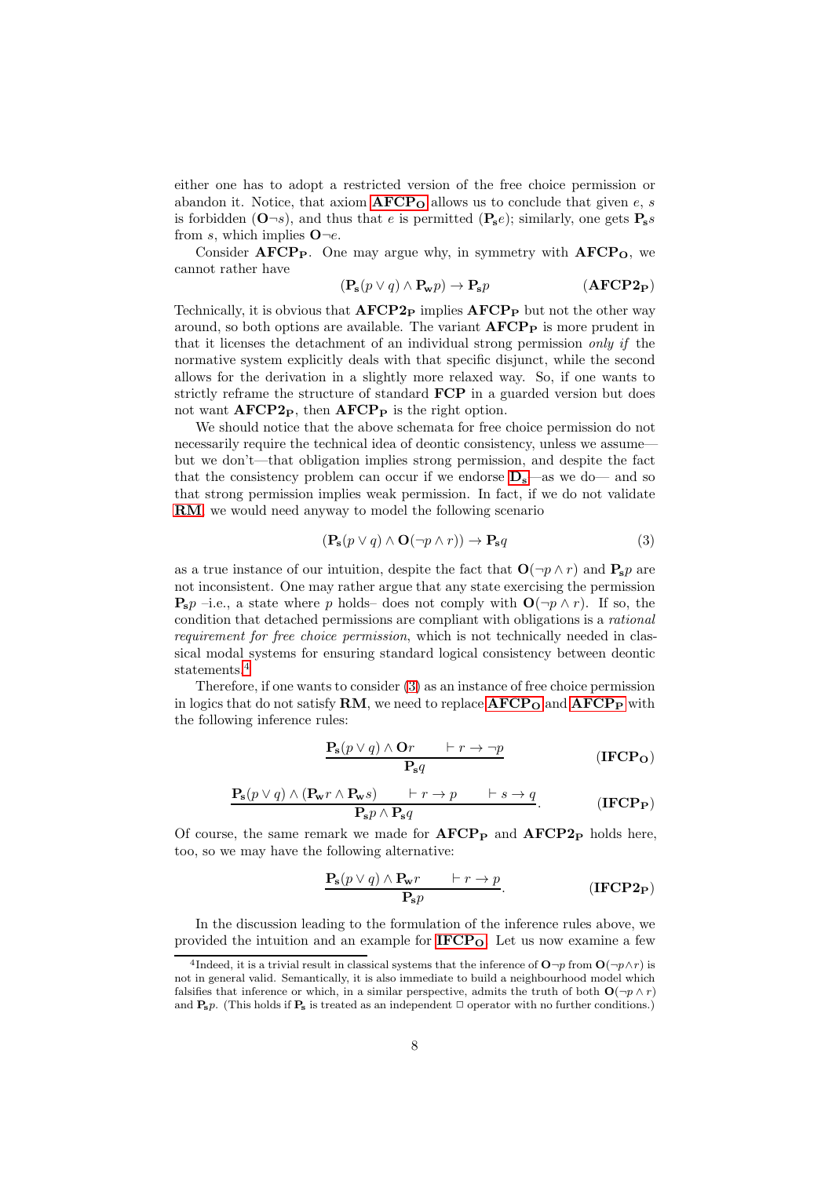either one has to adopt a restricted version of the free choice permission or abandon it. Notice, that axiom **AFCP$_\mathbf{O}$** allows us to conclude that given $e$, $s$ is forbidden ($\mathbf{O}\neg s$), and thus that $e$ is permitted ($\mathbf{P_s}e$); similarly, one gets $\mathbf{P_s}s$ from $s$, which implies $\mathbf{O}\neg e$.

Consider **AFCP$_\mathbf{P}$**. One may argue why, in symmetry with **AFCP$_\mathbf{O}$**, we cannot rather have

$$(\mathbf{P_s}(p \vee q) \wedge \mathbf{P_w}p) \rightarrow \mathbf{P_s}p \qquad (\mathbf{AFCP2_P})$$

Technically, it is obvious that **AFCP2$_\mathbf{P}$** implies **AFCP$_\mathbf{P}$** but not the other way around, so both options are available. The variant **AFCP$_\mathbf{P}$** is more prudent in that it licenses the detachment of an individual strong permission *only if* the normative system explicitly deals with that specific disjunct, while the second allows for the derivation in a slightly more relaxed way. So, if one wants to strictly reframe the structure of standard **FCP** in a guarded version but does not want **AFCP2$_\mathbf{P}$**, then **AFCP$_\mathbf{P}$** is the right option.

We should notice that the above schemata for free choice permission do not necessarily require the technical idea of deontic consistency, unless we assume—but we don't—that obligation implies strong permission, and despite the fact that the consistency problem can occur if we endorse **D$_\mathbf{s}$**—as we do— and so that strong permission implies weak permission. In fact, if we do not validate **RM**, we would need anyway to model the following scenario

$$(\mathbf{P_s}(p \vee q) \wedge \mathbf{O}(\neg p \wedge r)) \rightarrow \mathbf{P_s}q \qquad (3)$$

as a true instance of our intuition, despite the fact that $\mathbf{O}(\neg p \wedge r)$ and $\mathbf{P_s}p$ are not inconsistent. One may rather argue that any state exercising the permission $\mathbf{P_s}p$ –i.e., a state where $p$ holds– does not comply with $\mathbf{O}(\neg p \wedge r)$. If so, the condition that detached permissions are compliant with obligations is a *rational requirement for free choice permission*, which is not technically needed in classical modal systems for ensuring standard logical consistency between deontic statements.[4]

Therefore, if one wants to consider (3) as an instance of free choice permission in logics that do not satisfy **RM**, we need to replace **AFCP$_\mathbf{O}$** and **AFCP$_\mathbf{P}$** with the following inference rules:

$$\frac{\mathbf{P_s}(p \vee q) \wedge \mathbf{O}r \qquad \vdash r \rightarrow \neg p}{\mathbf{P_s}q} \qquad (\mathbf{IFCP_O})$$

$$\frac{\mathbf{P_s}(p \vee q) \wedge (\mathbf{P_w}r \wedge \mathbf{P_w}s) \qquad \vdash r \rightarrow p \qquad \vdash s \rightarrow q}{\mathbf{P_s}p \wedge \mathbf{P_s}q}. \qquad (\mathbf{IFCP_P})$$

Of course, the same remark we made for **AFCP$_\mathbf{P}$** and **AFCP2$_\mathbf{P}$** holds here, too, so we may have the following alternative:

$$\frac{\mathbf{P_s}(p \vee q) \wedge \mathbf{P_w}r \qquad \vdash r \rightarrow p}{\mathbf{P_s}p}. \qquad (\mathbf{IFCP2_P})$$

In the discussion leading to the formulation of the inference rules above, we provided the intuition and an example for **IFCP$_\mathbf{O}$**. Let us now examine a few

[4] Indeed, it is a trivial result in classical systems that the inference of $\mathbf{O}\neg p$ from $\mathbf{O}(\neg p \wedge r)$ is not in general valid. Semantically, it is also immediate to build a neighbourhood model which falsifies that inference or which, in a similar perspective, admits the truth of both $\mathbf{O}(\neg p \wedge r)$ and $\mathbf{P_s}p$. (This holds if $\mathbf{P_s}$ is treated as an independent $\Box$ operator with no further conditions.)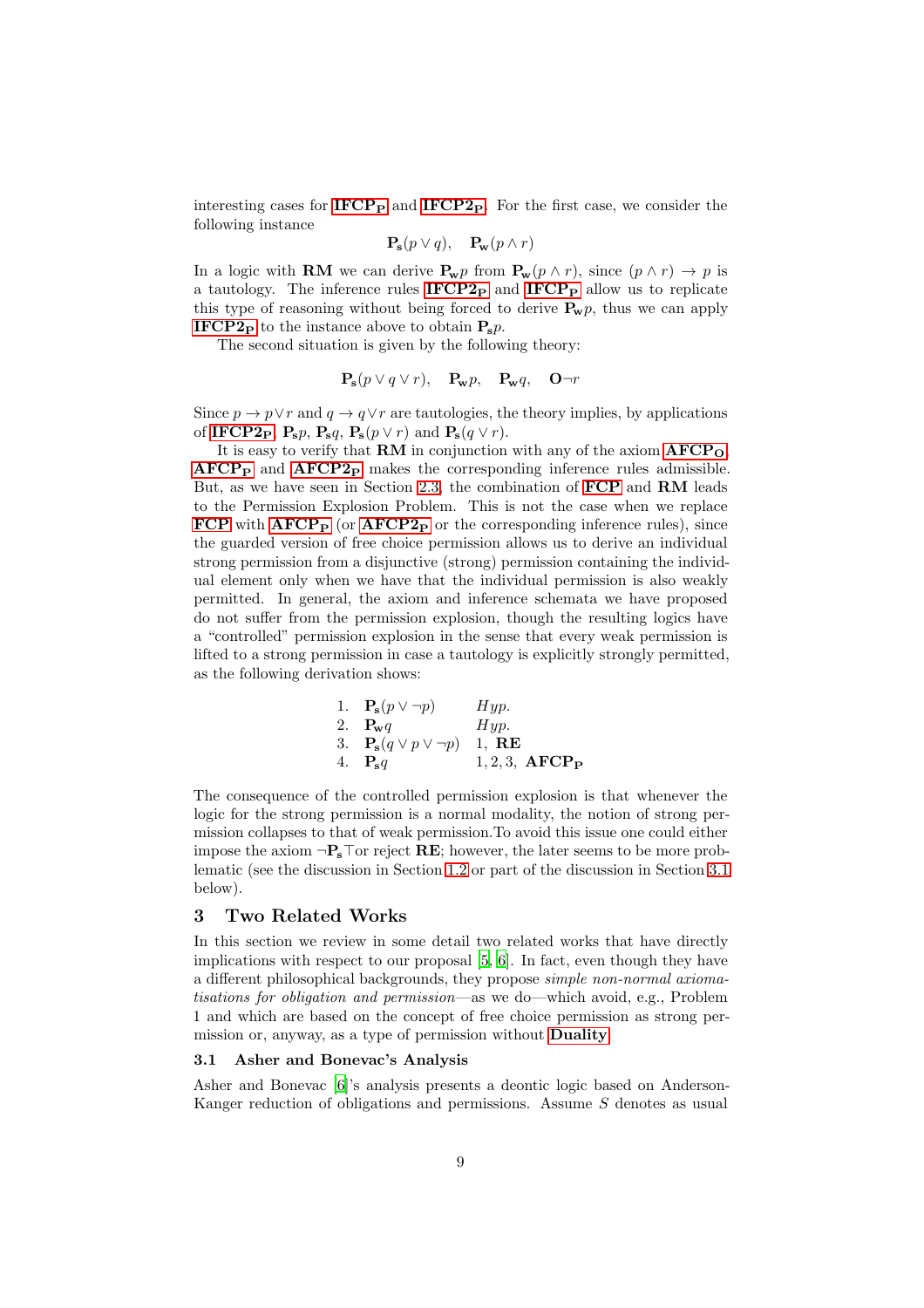interesting cases for **IFCP$_\mathbf{P}$** and **IFCP2$_\mathbf{P}$**. For the first case, we consider the following instance

$$\mathbf{P_s}(p \vee q), \quad \mathbf{P_w}(p \wedge r)$$

In a logic with **RM** we can derive $\mathbf{P_w}p$ from $\mathbf{P_w}(p \wedge r)$, since $(p \wedge r) \rightarrow p$ is a tautology. The inference rules **IFCP2$_\mathbf{P}$** and **IFCP$_\mathbf{P}$** allow us to replicate this type of reasoning without being forced to derive $\mathbf{P_w}p$, thus we can apply **IFCP2$_\mathbf{P}$** to the instance above to obtain $\mathbf{P_s}p$.

The second situation is given by the following theory:

$$\mathbf{P_s}(p \vee q \vee r), \quad \mathbf{P_w}p, \quad \mathbf{P_w}q, \quad \mathbf{O}\neg r$$

Since $p \rightarrow p \vee r$ and $q \rightarrow q \vee r$ are tautologies, the theory implies, by applications of **IFCP2$_\mathbf{P}$**, $\mathbf{P_s}p$, $\mathbf{P_s}q$, $\mathbf{P_s}(p \vee r)$ and $\mathbf{P_s}(q \vee r)$.

It is easy to verify that **RM** in conjunction with any of the axiom **AFCP$_\mathbf{O}$**, **AFCP$_\mathbf{P}$** and **AFCP2$_\mathbf{P}$** makes the corresponding inference rules admissible. But, as we have seen in Section 2.3, the combination of **FCP** and **RM** leads to the Permission Explosion Problem. This is not the case when we replace **FCP** with **AFCP$_\mathbf{P}$** (or **AFCP2$_\mathbf{P}$** or the corresponding inference rules), since the guarded version of free choice permission allows us to derive an individual strong permission from a disjunctive (strong) permission containing the individual element only when we have that the individual permission is also weakly permitted. In general, the axiom and inference schemata we have proposed do not suffer from the permission explosion, though the resulting logics have a "controlled" permission explosion in the sense that every weak permission is lifted to a strong permission in case a tautology is explicitly strongly permitted, as the following derivation shows:

| | | |
|---|---|---|
| 1. | $\mathbf{P_s}(p \vee \neg p)$ | *Hyp.* |
| 2. | $\mathbf{P_w}q$ | *Hyp.* |
| 3. | $\mathbf{P_s}(q \vee p \vee \neg p)$ | 1, **RE** |
| 4. | $\mathbf{P_s}q$ | 1, 2, 3, **AFCP$_\mathbf{P}$** |

The consequence of the controlled permission explosion is that whenever the logic for the strong permission is a normal modality, the notion of strong permission collapses to that of weak permission.To avoid this issue one could either impose the axiom $\neg\mathbf{P_s}\top$or reject **RE**; however, the later seems to be more problematic (see the discussion in Section 1.2 or part of the discussion in Section 3.1 below).

## 3 Two Related Works

In this section we review in some detail two related works that have directly implications with respect to our proposal [5, 6]. In fact, even though they have a different philosophical backgrounds, they propose *simple non-normal axiomatisations for obligation and permission*—as we do—which avoid, e.g., Problem 1 and which are based on the concept of free choice permission as strong permission or, anyway, as a type of permission without **Duality**.

### 3.1 Asher and Bonevac's Analysis

Asher and Bonevac [6]'s analysis presents a deontic logic based on Anderson-Kanger reduction of obligations and permissions. Assume $S$ denotes as usual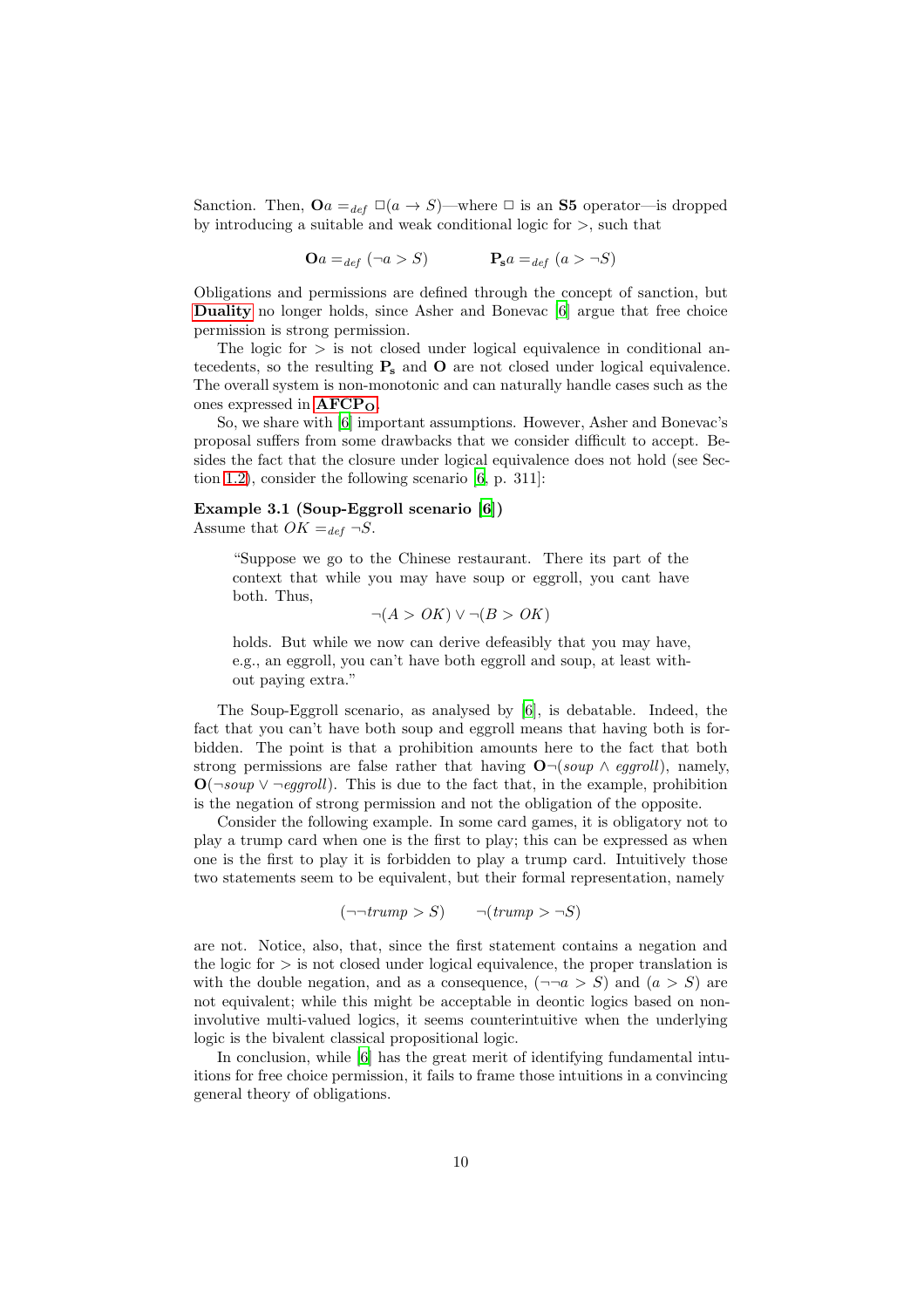Sanction. Then, $\mathbf{O}a =_{def} \Box(a \rightarrow S)$—where $\Box$ is an **S5** operator—is dropped by introducing a suitable and weak conditional logic for $>$, such that

$$\mathbf{O}a =_{def} (\neg a > S) \qquad\qquad \mathbf{P_s}a =_{def} (a > \neg S)$$

Obligations and permissions are defined through the concept of sanction, but **Duality** no longer holds, since Asher and Bonevac [6] argue that free choice permission is strong permission.

The logic for $>$ is not closed under logical equivalence in conditional antecedents, so the resulting $\mathbf{P_s}$ and $\mathbf{O}$ are not closed under logical equivalence. The overall system is non-monotonic and can naturally handle cases such as the ones expressed in $\mathbf{AFCP_O}$.

So, we share with [6] important assumptions. However, Asher and Bonevac's proposal suffers from some drawbacks that we consider difficult to accept. Besides the fact that the closure under logical equivalence does not hold (see Section 1.2), consider the following scenario [6, p. 311]:

**Example 3.1 (Soup-Eggroll scenario [6])**
Assume that $OK =_{def} \neg S$.

> "Suppose we go to the Chinese restaurant. There its part of the context that while you may have soup or eggroll, you cant have both. Thus,
>
> $$\neg(A > OK) \vee \neg(B > OK)$$
>
> holds. But while we now can derive defeasibly that you may have, e.g., an eggroll, you can't have both eggroll and soup, at least without paying extra."

The Soup-Eggroll scenario, as analysed by [6], is debatable. Indeed, the fact that you can't have both soup and eggroll means that having both is forbidden. The point is that a prohibition amounts here to the fact that both strong permissions are false rather that having $\mathbf{O}\neg(soup \wedge eggroll)$, namely, $\mathbf{O}(\neg soup \vee \neg eggroll)$. This is due to the fact that, in the example, prohibition is the negation of strong permission and not the obligation of the opposite.

Consider the following example. In some card games, it is obligatory not to play a trump card when one is the first to play; this can be expressed as when one is the first to play it is forbidden to play a trump card. Intuitively those two statements seem to be equivalent, but their formal representation, namely

$$(\neg\neg trump > S) \qquad \neg(trump > \neg S)$$

are not. Notice, also, that, since the first statement contains a negation and the logic for $>$ is not closed under logical equivalence, the proper translation is with the double negation, and as a consequence, $(\neg\neg a > S)$ and $(a > S)$ are not equivalent; while this might be acceptable in deontic logics based on non-involutive multi-valued logics, it seems counterintuitive when the underlying logic is the bivalent classical propositional logic.

In conclusion, while [6] has the great merit of identifying fundamental intuitions for free choice permission, it fails to frame those intuitions in a convincing general theory of obligations.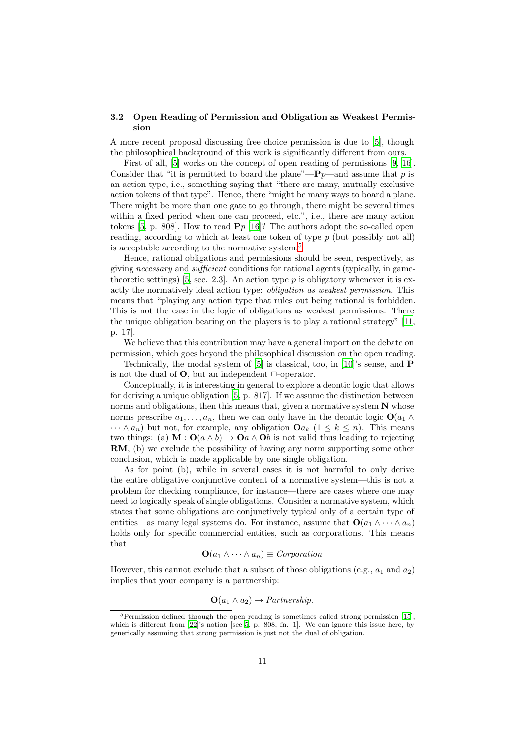### 3.2 Open Reading of Permission and Obligation as Weakest Permission

A more recent proposal discussing free choice permission is due to [5], though the philosophical background of this work is significantly different from ours.

First of all, [5] works on the concept of open reading of permissions [9, 16]. Consider that "it is permitted to board the plane"—$\mathbf{P}p$—and assume that $p$ is an action type, i.e., something saying that "there are many, mutually exclusive action tokens of that type". Hence, there "might be many ways to board a plane. There might be more than one gate to go through, there might be several times within a fixed period when one can proceed, etc.", i.e., there are many action tokens [5, p. 808]. How to read $\mathbf{P}p$ [16]? The authors adopt the so-called open reading, according to which at least one token of type $p$ (but possibly not all) is acceptable according to the normative system.[5]

Hence, rational obligations and permissions should be seen, respectively, as giving *necessary* and *sufficient* conditions for rational agents (typically, in game-theoretic settings) [5, sec. 2.3]. An action type $p$ is obligatory whenever it is exactly the normatively ideal action type: *obligation as weakest permission*. This means that "playing any action type that rules out being rational is forbidden. This is not the case in the logic of obligations as weakest permissions. There the unique obligation bearing on the players is to play a rational strategy" [11, p. 17].

We believe that this contribution may have a general import on the debate on permission, which goes beyond the philosophical discussion on the open reading.

Technically, the modal system of [5] is classical, too, in [10]'s sense, and $\mathbf{P}$ is not the dual of $\mathbf{O}$, but an independent $\Box$-operator.

Conceptually, it is interesting in general to explore a deontic logic that allows for deriving a unique obligation [5, p. 817]. If we assume the distinction between norms and obligations, then this means that, given a normative system $\mathbf{N}$ whose norms prescribe $a_1, \ldots, a_n$, then we can only have in the deontic logic $\mathbf{O}(a_1 \wedge \cdots \wedge a_n)$ but not, for example, any obligation $\mathbf{O}a_k$ ($1 \leq k \leq n$). This means two things: (a) $\mathbf{M} : \mathbf{O}(a \wedge b) \rightarrow \mathbf{O}a \wedge \mathbf{O}b$ is not valid thus leading to rejecting **RM**, (b) we exclude the possibility of having any norm supporting some other conclusion, which is made applicable by one single obligation.

As for point (b), while in several cases it is not harmful to only derive the entire obligative conjunctive content of a normative system—this is not a problem for checking compliance, for instance—there are cases where one may need to logically speak of single obligations. Consider a normative system, which states that some obligations are conjunctively typical only of a certain type of entities—as many legal systems do. For instance, assume that $\mathbf{O}(a_1 \wedge \cdots \wedge a_n)$ holds only for specific commercial entities, such as corporations. This means that

$$\mathbf{O}(a_1 \wedge \cdots \wedge a_n) \equiv \mathit{Corporation}$$

However, this cannot exclude that a subset of those obligations (e.g., $a_1$ and $a_2$) implies that your company is a partnership:

$$\mathbf{O}(a_1 \wedge a_2) \rightarrow \mathit{Partnership}.$$

[5] Permission defined through the open reading is sometimes called strong permission [15], which is different from [22]'s notion [see 5, p. 808, fn. 1]. We can ignore this issue here, by generically assuming that strong permission is just not the dual of obligation.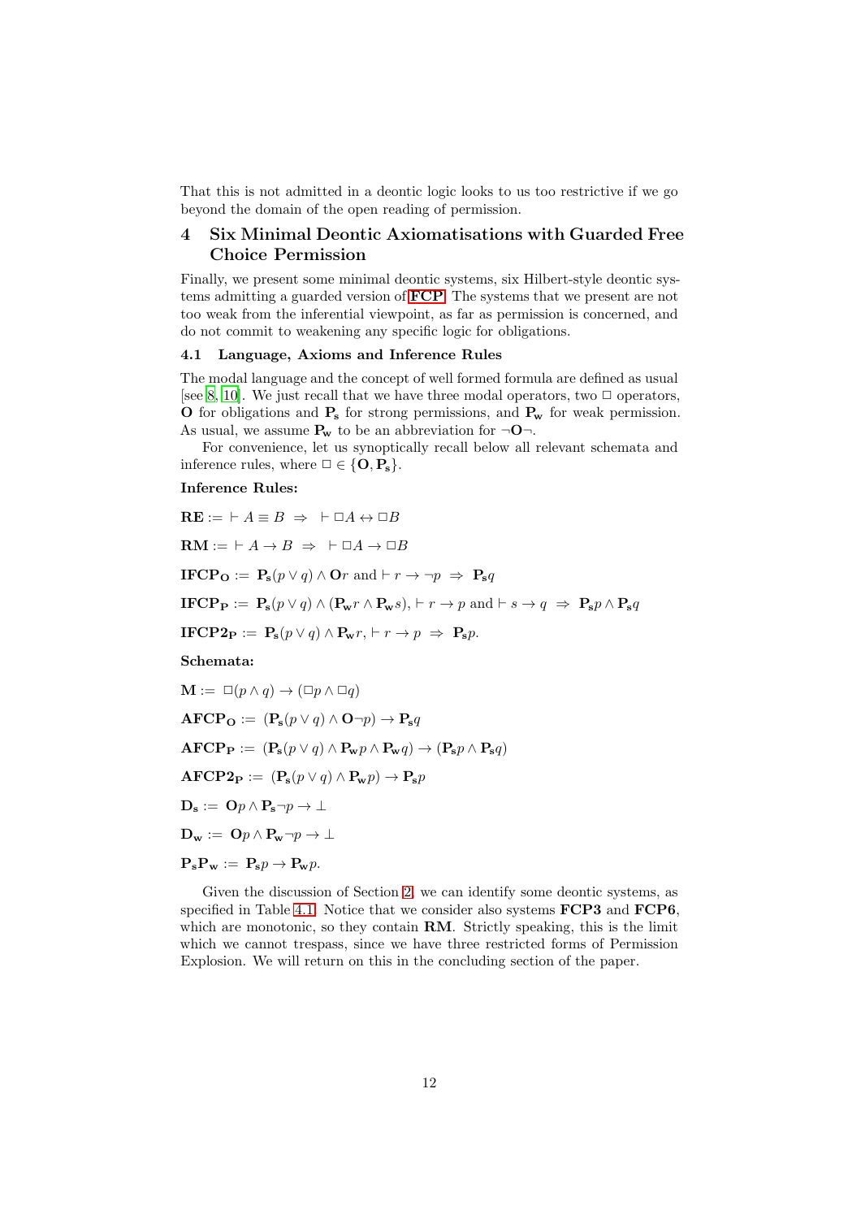That this is not admitted in a deontic logic looks to us too restrictive if we go beyond the domain of the open reading of permission.

## 4 Six Minimal Deontic Axiomatisations with Guarded Free Choice Permission

Finally, we present some minimal deontic systems, six Hilbert-style deontic systems admitting a guarded version of FCP. The systems that we present are not too weak from the inferential viewpoint, as far as permission is concerned, and do not commit to weakening any specific logic for obligations.

### 4.1 Language, Axioms and Inference Rules

The modal language and the concept of well formed formula are defined as usual [see 8, 10]. We just recall that we have three modal operators, two $\Box$ operators, $\mathbf{O}$ for obligations and $\mathbf{P_s}$ for strong permissions, and $\mathbf{P_w}$ for weak permission. As usual, we assume $\mathbf{P_w}$ to be an abbreviation for $\neg\mathbf{O}\neg$.

For convenience, let us synoptically recall below all relevant schemata and inference rules, where $\Box \in \{\mathbf{O}, \mathbf{P_s}\}$.

**Inference Rules:**

$\mathbf{RE} := \vdash A \equiv B \;\Rightarrow\; \vdash \Box A \leftrightarrow \Box B$

$\mathbf{RM} := \vdash A \rightarrow B \;\Rightarrow\; \vdash \Box A \rightarrow \Box B$

$\mathbf{IFCP_O} := \mathbf{P_s}(p \vee q) \wedge \mathbf{O}r$ and $\vdash r \rightarrow \neg p \;\Rightarrow\; \mathbf{P_s}q$

$\mathbf{IFCP_P} := \mathbf{P_s}(p \vee q) \wedge (\mathbf{P_w}r \wedge \mathbf{P_w}s)$, $\vdash r \rightarrow p$ and $\vdash s \rightarrow q \;\Rightarrow\; \mathbf{P_s}p \wedge \mathbf{P_s}q$

$\mathbf{IFCP2_P} := \mathbf{P_s}(p \vee q) \wedge \mathbf{P_w}r, \vdash r \rightarrow p \;\Rightarrow\; \mathbf{P_s}p.$

**Schemata:**

$\mathbf{M} := \Box(p \wedge q) \rightarrow (\Box p \wedge \Box q)$

$\mathbf{AFCP_O} := (\mathbf{P_s}(p \vee q) \wedge \mathbf{O}\neg p) \rightarrow \mathbf{P_s}q$

$\mathbf{AFCP_P} := (\mathbf{P_s}(p \vee q) \wedge \mathbf{P_w}p \wedge \mathbf{P_w}q) \rightarrow (\mathbf{P_s}p \wedge \mathbf{P_s}q)$

$\mathbf{AFCP2_P} := (\mathbf{P_s}(p \vee q) \wedge \mathbf{P_w}p) \rightarrow \mathbf{P_s}p$

$\mathbf{D_s} := \mathbf{O}p \wedge \mathbf{P_s}\neg p \rightarrow \bot$

$\mathbf{D_w} := \mathbf{O}p \wedge \mathbf{P_w}\neg p \rightarrow \bot$

$\mathbf{P_sP_w} := \mathbf{P_s}p \rightarrow \mathbf{P_w}p.$

Given the discussion of Section 2, we can identify some deontic systems, as specified in Table 4.1. Notice that we consider also systems **FCP3** and **FCP6**, which are monotonic, so they contain **RM**. Strictly speaking, this is the limit which we cannot trespass, since we have three restricted forms of Permission Explosion. We will return on this in the concluding section of the paper.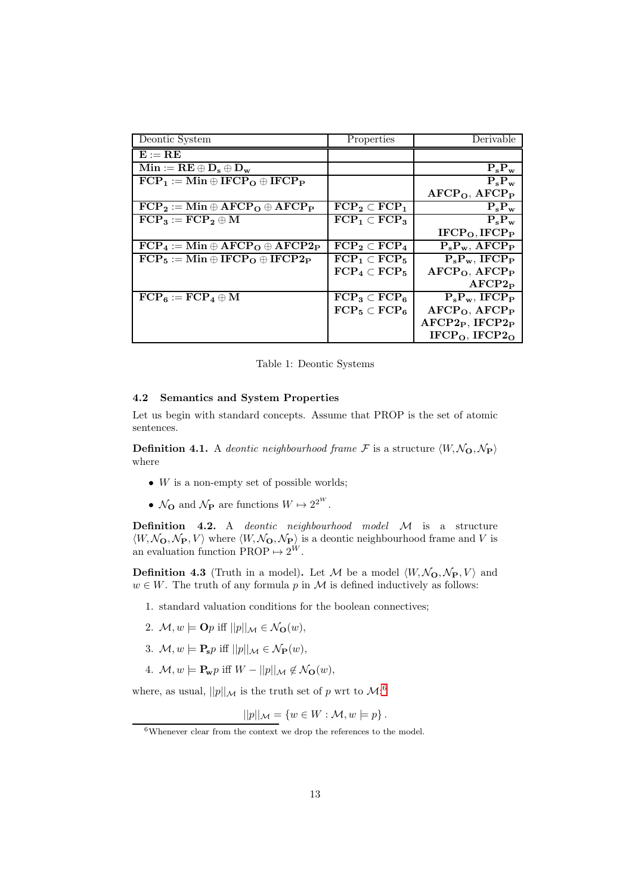| Deontic System | Properties | Derivable |
|---|---|---|
| $\mathbf{E} := \mathbf{RE}$ | | |
| $\mathbf{Min} := \mathbf{RE} \oplus \mathbf{D_s} \oplus \mathbf{D_w}$ | | $\mathbf{P_sP_w}$ |
| $\mathbf{FCP_1} := \mathbf{Min} \oplus \mathbf{IFCP_O} \oplus \mathbf{IFCP_P}$ | | $\mathbf{P_sP_w}$ <br> $\mathbf{AFCP_O}$, $\mathbf{AFCP_P}$ |
| $\mathbf{FCP_2} := \mathbf{Min} \oplus \mathbf{AFCP_O} \oplus \mathbf{AFCP_P}$ | $\mathbf{FCP_2} \subset \mathbf{FCP_1}$ | $\mathbf{P_sP_w}$ |
| $\mathbf{FCP_3} := \mathbf{FCP_2} \oplus \mathbf{M}$ | $\mathbf{FCP_1} \subset \mathbf{FCP_3}$ | $\mathbf{P_sP_w}$ <br> $\mathbf{IFCP_O}, \mathbf{IFCP_P}$ |
| $\mathbf{FCP_4} := \mathbf{Min} \oplus \mathbf{AFCP_O} \oplus \mathbf{AFCP2_P}$ | $\mathbf{FCP_2} \subset \mathbf{FCP_4}$ | $\mathbf{P_sP_w}$, $\mathbf{AFCP_P}$ |
| $\mathbf{FCP_5} := \mathbf{Min} \oplus \mathbf{IFCP_O} \oplus \mathbf{IFCP2_P}$ | $\mathbf{FCP_1} \subset \mathbf{FCP_5}$ <br> $\mathbf{FCP_4} \subset \mathbf{FCP_5}$ | $\mathbf{P_sP_w}$, $\mathbf{IFCP_P}$ <br> $\mathbf{AFCP_O}$, $\mathbf{AFCP_P}$ <br> $\mathbf{AFCP2_P}$ |
| $\mathbf{FCP_6} := \mathbf{FCP_4} \oplus \mathbf{M}$ | $\mathbf{FCP_3} \subset \mathbf{FCP_6}$ <br> $\mathbf{FCP_5} \subset \mathbf{FCP_6}$ | $\mathbf{P_sP_w}$, $\mathbf{IFCP_P}$ <br> $\mathbf{AFCP_O}$, $\mathbf{AFCP_P}$ <br> $\mathbf{AFCP2_P}$, $\mathbf{IFCP2_P}$ <br> $\mathbf{IFCP_O}$, $\mathbf{IFCP2_O}$ |

Table 1: Deontic Systems

### 4.2 Semantics and System Properties

Let us begin with standard concepts. Assume that PROP is the set of atomic sentences.

**Definition 4.1.** A *deontic neighbourhood frame* $\mathcal{F}$ is a structure $\langle W, \mathcal{N}_{\mathbf{O}}, \mathcal{N}_{\mathbf{P}} \rangle$ where

- $W$ is a non-empty set of possible worlds;
- $\mathcal{N}_{\mathbf{O}}$ and $\mathcal{N}_{\mathbf{P}}$ are functions $W \mapsto 2^{2^W}$.

**Definition 4.2.** A *deontic neighbourhood model* $\mathcal{M}$ is a structure $\langle W, \mathcal{N}_{\mathbf{O}}, \mathcal{N}_{\mathbf{P}}, V \rangle$ where $\langle W, \mathcal{N}_{\mathbf{O}}, \mathcal{N}_{\mathbf{P}} \rangle$ is a deontic neighbourhood frame and $V$ is an evaluation function $\text{PROP} \mapsto 2^W$.

**Definition 4.3** (Truth in a model)**.** Let $\mathcal{M}$ be a model $\langle W, \mathcal{N}_{\mathbf{O}}, \mathcal{N}_{\mathbf{P}}, V \rangle$ and $w \in W$. The truth of any formula $p$ in $\mathcal{M}$ is defined inductively as follows:

1. standard valuation conditions for the boolean connectives;
2. $\mathcal{M}, w \models \mathbf{O}p$ iff $||p||_{\mathcal{M}} \in \mathcal{N}_{\mathbf{O}}(w)$,
3. $\mathcal{M}, w \models \mathbf{P_s}p$ iff $||p||_{\mathcal{M}} \in \mathcal{N}_{\mathbf{P}}(w)$,
4. $\mathcal{M}, w \models \mathbf{P_w}p$ iff $W - ||p||_{\mathcal{M}} \notin \mathcal{N}_{\mathbf{O}}(w)$,

where, as usual, $||p||_{\mathcal{M}}$ is the truth set of $p$ wrt to $\mathcal{M}$:[6]

$$||p||_{\mathcal{M}} = \{w \in W : \mathcal{M}, w \models p\}.$$

[6] Whenever clear from the context we drop the references to the model.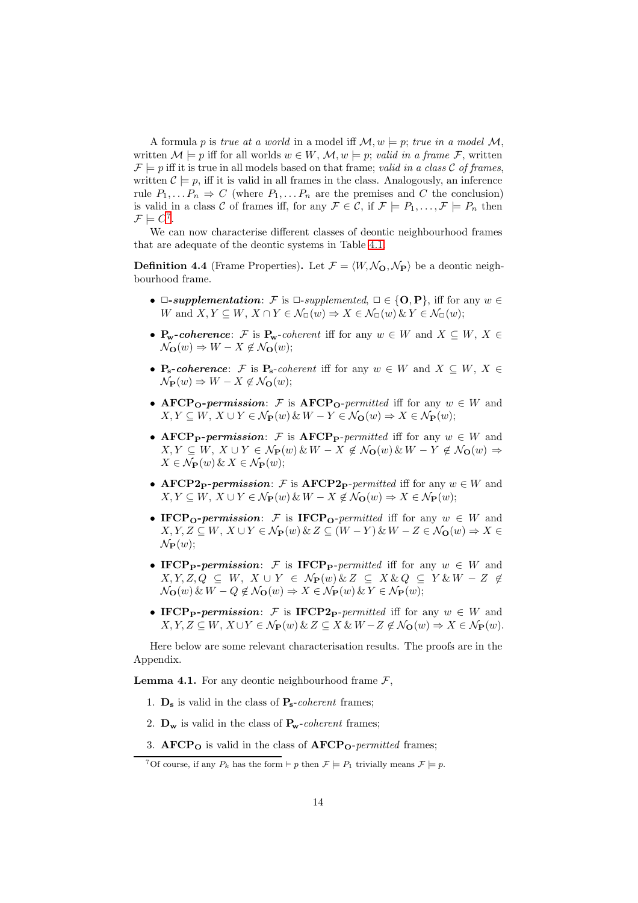A formula $p$ is *true at a world* in a model iff $\mathcal{M}, w \models p$; *true in a model* $\mathcal{M}$, written $\mathcal{M} \models p$ iff for all worlds $w \in W$, $\mathcal{M}, w \models p$; *valid in a frame* $\mathcal{F}$, written $\mathcal{F} \models p$ iff it is true in all models based on that frame; *valid in a class* $\mathcal{C}$ *of frames*, written $\mathcal{C} \models p$, iff it is valid in all frames in the class. Analogously, an inference rule $P_1, \ldots P_n \Rightarrow C$ (where $P_1, \ldots P_n$ are the premises and $C$ the conclusion) is valid in a class $\mathcal{C}$ of frames iff, for any $\mathcal{F} \in \mathcal{C}$, if $\mathcal{F} \models P_1, \ldots, \mathcal{F} \models P_n$ then $\mathcal{F} \models C$[7].

We can now characterise different classes of deontic neighbourhood frames that are adequate of the deontic systems in Table 4.1.

**Definition 4.4** (Frame Properties)**.** Let $\mathcal{F} = \langle W, \mathcal{N}_{\mathbf{O}}, \mathcal{N}_{\mathbf{P}} \rangle$ be a deontic neighbourhood frame.

- ***$\Box$-supplementation***: $\mathcal{F}$ is *$\Box$-supplemented*, $\Box \in \{\mathbf{O}, \mathbf{P}\}$, iff for any $w \in W$ and $X, Y \subseteq W$, $X \cap Y \in \mathcal{N}_{\Box}(w) \Rightarrow X \in \mathcal{N}_{\Box}(w) \,\&\, Y \in \mathcal{N}_{\Box}(w)$;
- ***$\mathbf{P_w}$-coherence***: $\mathcal{F}$ is *$\mathbf{P_w}$-coherent* iff for any $w \in W$ and $X \subseteq W$, $X \in \mathcal{N}_{\mathbf{O}}(w) \Rightarrow W - X \notin \mathcal{N}_{\mathbf{O}}(w)$;
- ***$\mathbf{P_s}$-coherence***: $\mathcal{F}$ is *$\mathbf{P_s}$-coherent* iff for any $w \in W$ and $X \subseteq W$, $X \in \mathcal{N}_{\mathbf{P}}(w) \Rightarrow W - X \notin \mathcal{N}_{\mathbf{O}}(w)$;
- ***$\mathbf{AFCP_O}$-permission***: $\mathcal{F}$ is *$\mathbf{AFCP_O}$-permitted* iff for any $w \in W$ and $X, Y \subseteq W$, $X \cup Y \in \mathcal{N}_{\mathbf{P}}(w) \,\&\, W - Y \in \mathcal{N}_{\mathbf{O}}(w) \Rightarrow X \in \mathcal{N}_{\mathbf{P}}(w)$;
- ***$\mathbf{AFCP_P}$-permission***: $\mathcal{F}$ is *$\mathbf{AFCP_P}$-permitted* iff for any $w \in W$ and $X, Y \subseteq W$, $X \cup Y \in \mathcal{N}_{\mathbf{P}}(w) \,\&\, W - X \notin \mathcal{N}_{\mathbf{O}}(w) \,\&\, W - Y \notin \mathcal{N}_{\mathbf{O}}(w) \Rightarrow X \in \mathcal{N}_{\mathbf{P}}(w) \,\&\, X \in \mathcal{N}_{\mathbf{P}}(w)$;
- ***$\mathbf{AFCP2_P}$-permission***: $\mathcal{F}$ is *$\mathbf{AFCP2_P}$-permitted* iff for any $w \in W$ and $X, Y \subseteq W$, $X \cup Y \in \mathcal{N}_{\mathbf{P}}(w) \,\&\, W - X \notin \mathcal{N}_{\mathbf{O}}(w) \Rightarrow X \in \mathcal{N}_{\mathbf{P}}(w)$;
- ***$\mathbf{IFCP_O}$-permission***: $\mathcal{F}$ is *$\mathbf{IFCP_O}$-permitted* iff for any $w \in W$ and $X, Y, Z \subseteq W$, $X \cup Y \in \mathcal{N}_{\mathbf{P}}(w) \,\&\, Z \subseteq (W - Y) \,\&\, W - Z \in \mathcal{N}_{\mathbf{O}}(w) \Rightarrow X \in \mathcal{N}_{\mathbf{P}}(w)$;
- ***$\mathbf{IFCP_P}$-permission***: $\mathcal{F}$ is *$\mathbf{IFCP_P}$-permitted* iff for any $w \in W$ and $X, Y, Z, Q \subseteq W$, $X \cup Y \in \mathcal{N}_{\mathbf{P}}(w) \,\&\, Z \subseteq X \,\&\, Q \subseteq Y \,\&\, W - Z \notin \mathcal{N}_{\mathbf{O}}(w) \,\&\, W - Q \notin \mathcal{N}_{\mathbf{O}}(w) \Rightarrow X \in \mathcal{N}_{\mathbf{P}}(w) \,\&\, Y \in \mathcal{N}_{\mathbf{P}}(w)$;
- ***$\mathbf{IFCP_P}$-permission***: $\mathcal{F}$ is *$\mathbf{IFCP2_P}$-permitted* iff for any $w \in W$ and $X, Y, Z \subseteq W$, $X \cup Y \in \mathcal{N}_{\mathbf{P}}(w) \,\&\, Z \subseteq X \,\&\, W - Z \notin \mathcal{N}_{\mathbf{O}}(w) \Rightarrow X \in \mathcal{N}_{\mathbf{P}}(w)$.

Here below are some relevant characterisation results. The proofs are in the Appendix.

**Lemma 4.1.** For any deontic neighbourhood frame $\mathcal{F}$,

1. $\mathbf{D_s}$ is valid in the class of $\mathbf{P_s}$-*coherent* frames;
2. $\mathbf{D_w}$ is valid in the class of $\mathbf{P_w}$-*coherent* frames;
3. $\mathbf{AFCP_O}$ is valid in the class of $\mathbf{AFCP_O}$-*permitted* frames;

[7] Of course, if any $P_k$ has the form $\vdash p$ then $\mathcal{F} \models P_1$ trivially means $\mathcal{F} \models p$.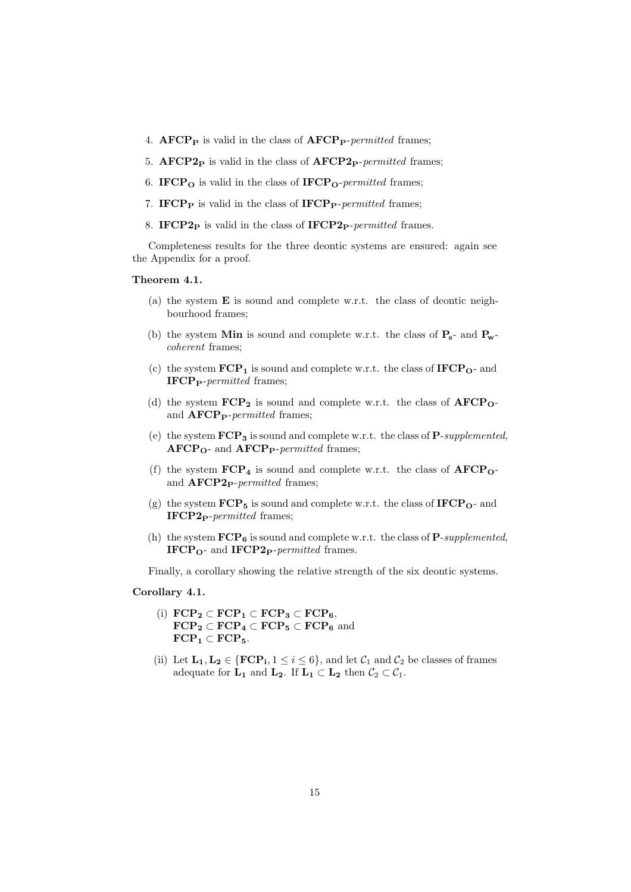4. $\mathbf{AFCP_P}$ is valid in the class of $\mathbf{AFCP_P}$-*permitted* frames;
5. $\mathbf{AFCP2_P}$ is valid in the class of $\mathbf{AFCP2_P}$-*permitted* frames;
6. $\mathbf{IFCP_O}$ is valid in the class of $\mathbf{IFCP_O}$-*permitted* frames;
7. $\mathbf{IFCP_P}$ is valid in the class of $\mathbf{IFCP_P}$-*permitted* frames;
8. $\mathbf{IFCP2_P}$ is valid in the class of $\mathbf{IFCP2_P}$-*permitted* frames.

Completeness results for the three deontic systems are ensured: again see the Appendix for a proof.

**Theorem 4.1.**

(a) the system $\mathbf{E}$ is sound and complete w.r.t. the class of deontic neighbourhood frames;

(b) the system $\mathbf{Min}$ is sound and complete w.r.t. the class of $\mathbf{P_s}$- and $\mathbf{P_w}$-*coherent* frames;

(c) the system $\mathbf{FCP_1}$ is sound and complete w.r.t. the class of $\mathbf{IFCP_O}$- and $\mathbf{IFCP_P}$-*permitted* frames;

(d) the system $\mathbf{FCP_2}$ is sound and complete w.r.t. the class of $\mathbf{AFCP_O}$- and $\mathbf{AFCP_P}$-*permitted* frames;

(e) the system $\mathbf{FCP_3}$ is sound and complete w.r.t. the class of $\mathbf{P}$-*supplemented*, $\mathbf{AFCP_O}$- and $\mathbf{AFCP_P}$-*permitted* frames;

(f) the system $\mathbf{FCP_4}$ is sound and complete w.r.t. the class of $\mathbf{AFCP_O}$- and $\mathbf{AFCP2_P}$-*permitted* frames;

(g) the system $\mathbf{FCP_5}$ is sound and complete w.r.t. the class of $\mathbf{IFCP_O}$- and $\mathbf{IFCP2_P}$-*permitted* frames;

(h) the system $\mathbf{FCP_6}$ is sound and complete w.r.t. the class of $\mathbf{P}$-*supplemented*, $\mathbf{IFCP_O}$- and $\mathbf{IFCP2_P}$-*permitted* frames.

Finally, a corollary showing the relative strength of the six deontic systems.

**Corollary 4.1.**

(i) $\mathbf{FCP_2} \subset \mathbf{FCP_1} \subset \mathbf{FCP_3} \subset \mathbf{FCP_6}$,
$\mathbf{FCP_2} \subset \mathbf{FCP_4} \subset \mathbf{FCP_5} \subset \mathbf{FCP_6}$ and
$\mathbf{FCP_1} \subset \mathbf{FCP_5}$.

(ii) Let $\mathbf{L_1}, \mathbf{L_2} \in \{\mathbf{FCP_i}, 1 \leq i \leq 6\}$, and let $\mathcal{C}_1$ and $\mathcal{C}_2$ be classes of frames adequate for $\mathbf{L_1}$ and $\mathbf{L_2}$. If $\mathbf{L_1} \subset \mathbf{L_2}$ then $\mathcal{C}_2 \subset \mathcal{C}_1$.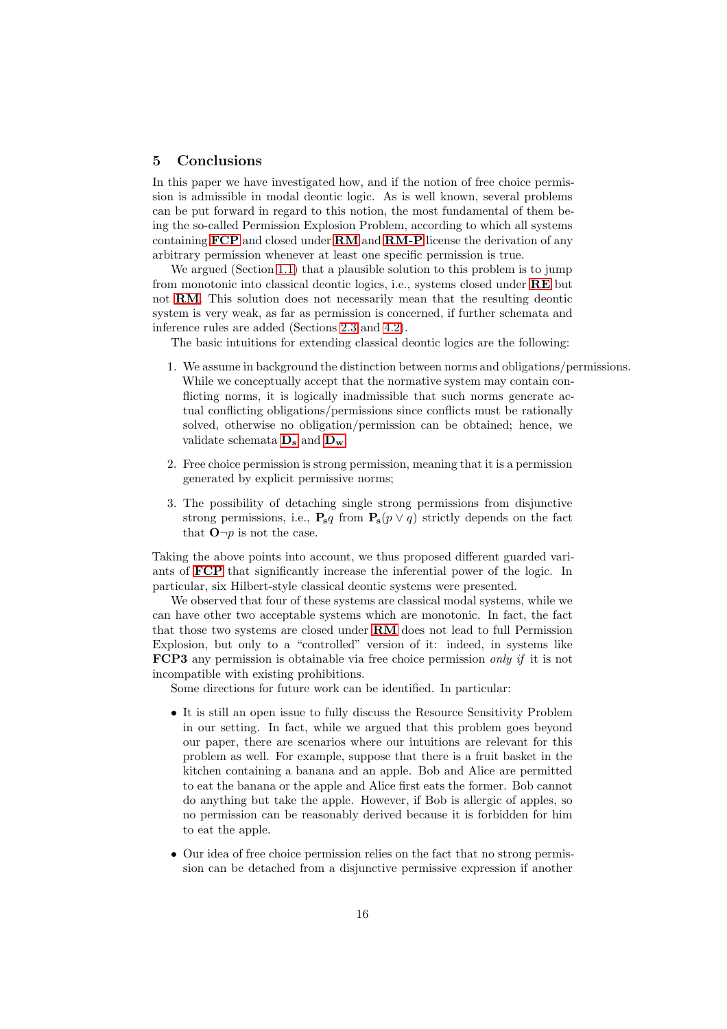## 5 Conclusions

In this paper we have investigated how, and if the notion of free choice permission is admissible in modal deontic logic. As is well known, several problems can be put forward in regard to this notion, the most fundamental of them being the so-called Permission Explosion Problem, according to which all systems containing **FCP** and closed under **RM** and **RM-P** license the derivation of any arbitrary permission whenever at least one specific permission is true.

We argued (Section 1.1) that a plausible solution to this problem is to jump from monotonic into classical deontic logics, i.e., systems closed under **RE** but not **RM**. This solution does not necessarily mean that the resulting deontic system is very weak, as far as permission is concerned, if further schemata and inference rules are added (Sections 2.3 and 4.2).

The basic intuitions for extending classical deontic logics are the following:

1. We assume in background the distinction between norms and obligations/permissions. While we conceptually accept that the normative system may contain conflicting norms, it is logically inadmissible that such norms generate actual conflicting obligations/permissions since conflicts must be rationally solved, otherwise no obligation/permission can be obtained; hence, we validate schemata $\mathbf{D_s}$ and $\mathbf{D_w}$.

2. Free choice permission is strong permission, meaning that it is a permission generated by explicit permissive norms;

3. The possibility of detaching single strong permissions from disjunctive strong permissions, i.e., $\mathbf{P_s}q$ from $\mathbf{P_s}(p \vee q)$ strictly depends on the fact that $\mathbf{O}\neg p$ is not the case.

Taking the above points into account, we thus proposed different guarded variants of **FCP** that significantly increase the inferential power of the logic. In particular, six Hilbert-style classical deontic systems were presented.

We observed that four of these systems are classical modal systems, while we can have other two acceptable systems which are monotonic. In fact, the fact that those two systems are closed under **RM** does not lead to full Permission Explosion, but only to a "controlled" version of it: indeed, in systems like **FCP3** any permission is obtainable via free choice permission *only if* it is not incompatible with existing prohibitions.

Some directions for future work can be identified. In particular:

- It is still an open issue to fully discuss the Resource Sensitivity Problem in our setting. In fact, while we argued that this problem goes beyond our paper, there are scenarios where our intuitions are relevant for this problem as well. For example, suppose that there is a fruit basket in the kitchen containing a banana and an apple. Bob and Alice are permitted to eat the banana or the apple and Alice first eats the former. Bob cannot do anything but take the apple. However, if Bob is allergic of apples, so no permission can be reasonably derived because it is forbidden for him to eat the apple.

- Our idea of free choice permission relies on the fact that no strong permission can be detached from a disjunctive permissive expression if another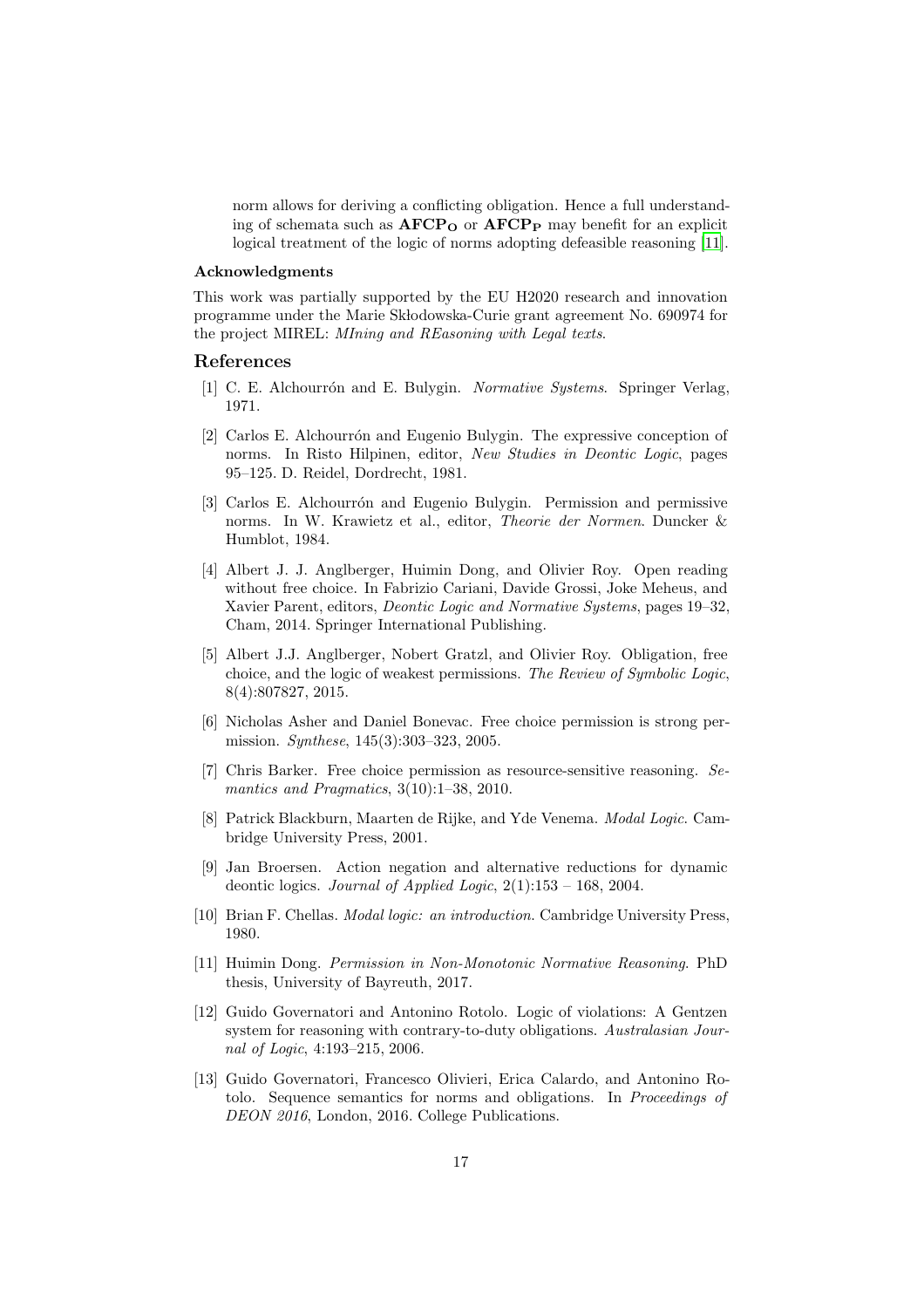norm allows for deriving a conflicting obligation. Hence a full understanding of schemata such as $\mathbf{AFCP_O}$ or $\mathbf{AFCP_P}$ may benefit for an explicit logical treatment of the logic of norms adopting defeasible reasoning [11].

### Acknowledgments

This work was partially supported by the EU H2020 research and innovation programme under the Marie Skłodowska-Curie grant agreement No. 690974 for the project MIREL: *MIning and REasoning with Legal texts*.

## References

[1] C. E. Alchourrón and E. Bulygin. *Normative Systems*. Springer Verlag, 1971.

[2] Carlos E. Alchourrón and Eugenio Bulygin. The expressive conception of norms. In Risto Hilpinen, editor, *New Studies in Deontic Logic*, pages 95–125. D. Reidel, Dordrecht, 1981.

[3] Carlos E. Alchourrón and Eugenio Bulygin. Permission and permissive norms. In W. Krawietz et al., editor, *Theorie der Normen*. Duncker & Humblot, 1984.

[4] Albert J. J. Anglberger, Huimin Dong, and Olivier Roy. Open reading without free choice. In Fabrizio Cariani, Davide Grossi, Joke Meheus, and Xavier Parent, editors, *Deontic Logic and Normative Systems*, pages 19–32, Cham, 2014. Springer International Publishing.

[5] Albert J.J. Anglberger, Nobert Gratzl, and Olivier Roy. Obligation, free choice, and the logic of weakest permissions. *The Review of Symbolic Logic*, 8(4):807827, 2015.

[6] Nicholas Asher and Daniel Bonevac. Free choice permission is strong permission. *Synthese*, 145(3):303–323, 2005.

[7] Chris Barker. Free choice permission as resource-sensitive reasoning. *Semantics and Pragmatics*, 3(10):1–38, 2010.

[8] Patrick Blackburn, Maarten de Rijke, and Yde Venema. *Modal Logic*. Cambridge University Press, 2001.

[9] Jan Broersen. Action negation and alternative reductions for dynamic deontic logics. *Journal of Applied Logic*, 2(1):153 – 168, 2004.

[10] Brian F. Chellas. *Modal logic: an introduction*. Cambridge University Press, 1980.

[11] Huimin Dong. *Permission in Non-Monotonic Normative Reasoning*. PhD thesis, University of Bayreuth, 2017.

[12] Guido Governatori and Antonino Rotolo. Logic of violations: A Gentzen system for reasoning with contrary-to-duty obligations. *Australasian Journal of Logic*, 4:193–215, 2006.

[13] Guido Governatori, Francesco Olivieri, Erica Calardo, and Antonino Rotolo. Sequence semantics for norms and obligations. In *Proceedings of DEON 2016*, London, 2016. College Publications.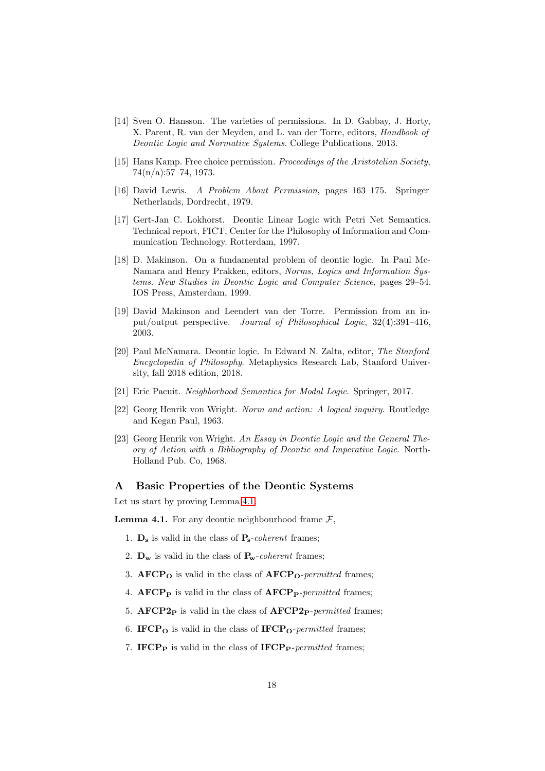[14] Sven O. Hansson. The varieties of permissions. In D. Gabbay, J. Horty, X. Parent, R. van der Meyden, and L. van der Torre, editors, *Handbook of Deontic Logic and Normative Systems*. College Publications, 2013.

[15] Hans Kamp. Free choice permission. *Proceedings of the Aristotelian Society*, 74(n/a):57–74, 1973.

[16] David Lewis. *A Problem About Permission*, pages 163–175. Springer Netherlands, Dordrecht, 1979.

[17] Gert-Jan C. Lokhorst. Deontic Linear Logic with Petri Net Semantics. Technical report, FICT, Center for the Philosophy of Information and Communication Technology. Rotterdam, 1997.

[18] D. Makinson. On a fundamental problem of deontic logic. In Paul McNamara and Henry Prakken, editors, *Norms, Logics and Information Systems. New Studies in Deontic Logic and Computer Science*, pages 29–54. IOS Press, Amsterdam, 1999.

[19] David Makinson and Leendert van der Torre. Permission from an input/output perspective. *Journal of Philosophical Logic*, 32(4):391–416, 2003.

[20] Paul McNamara. Deontic logic. In Edward N. Zalta, editor, *The Stanford Encyclopedia of Philosophy*. Metaphysics Research Lab, Stanford University, fall 2018 edition, 2018.

[21] Eric Pacuit. *Neighborhood Semantics for Modal Logic*. Springer, 2017.

[22] Georg Henrik von Wright. *Norm and action: A logical inquiry*. Routledge and Kegan Paul, 1963.

[23] Georg Henrik von Wright. *An Essay in Deontic Logic and the General Theory of Action with a Bibliography of Deontic and Imperative Logic*. North-Holland Pub. Co, 1968.

## A Basic Properties of the Deontic Systems

Let us start by proving Lemma 4.1.

**Lemma 4.1.** For any deontic neighbourhood frame $\mathcal{F}$,

1. $\mathbf{D_s}$ is valid in the class of $\mathbf{P_s}$-*coherent* frames;
2. $\mathbf{D_w}$ is valid in the class of $\mathbf{P_w}$-*coherent* frames;
3. $\mathbf{AFCP_O}$ is valid in the class of $\mathbf{AFCP_O}$-*permitted* frames;
4. $\mathbf{AFCP_P}$ is valid in the class of $\mathbf{AFCP_P}$-*permitted* frames;
5. $\mathbf{AFCP2_P}$ is valid in the class of $\mathbf{AFCP2_P}$-*permitted* frames;
6. $\mathbf{IFCP_O}$ is valid in the class of $\mathbf{IFCP_O}$-*permitted* frames;
7. $\mathbf{IFCP_P}$ is valid in the class of $\mathbf{IFCP_P}$-*permitted* frames;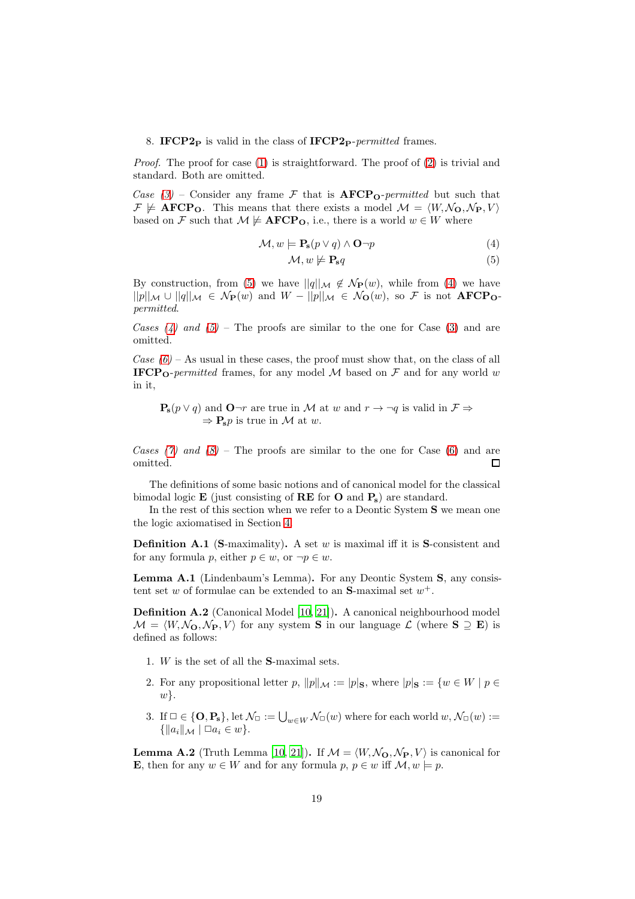8. $\mathbf{IFCP2_P}$ is valid in the class of $\mathbf{IFCP2_P}$-*permitted* frames.

*Proof.* The proof for case (1) is straightforward. The proof of (2) is trivial and standard. Both are omitted.

*Case (3)* – Consider any frame $\mathcal{F}$ that is $\mathbf{AFCP_O}$-*permitted* but such that $\mathcal{F} \not\models \mathbf{AFCP_O}$. This means that there exists a model $\mathcal{M} = \langle W, \mathcal{N}_\mathbf{O}, \mathcal{N}_\mathbf{P}, V\rangle$ based on $\mathcal{F}$ such that $\mathcal{M} \not\models \mathbf{AFCP_O}$, i.e., there is a world $w \in W$ where

$$\mathcal{M}, w \models \mathbf{P_s}(p \vee q) \wedge \mathbf{O}\neg p \tag{4}$$

$$\mathcal{M}, w \not\models \mathbf{P_s} q \tag{5}$$

By construction, from (5) we have $||q||_\mathcal{M} \notin \mathcal{N}_\mathbf{P}(w)$, while from (4) we have $||p||_\mathcal{M} \cup ||q||_\mathcal{M} \in \mathcal{N}_\mathbf{P}(w)$ and $W - ||p||_\mathcal{M} \in \mathcal{N}_\mathbf{O}(w)$, so $\mathcal{F}$ is not $\mathbf{AFCP_O}$-*permitted*.

*Cases (4) and (5)* – The proofs are similar to the one for Case (3) and are omitted.

*Case (6)* – As usual in these cases, the proof must show that, on the class of all $\mathbf{IFCP_O}$-*permitted* frames, for any model $\mathcal{M}$ based on $\mathcal{F}$ and for any world $w$ in it,

$\mathbf{P_s}(p \vee q)$ and $\mathbf{O}\neg r$ are true in $\mathcal{M}$ at $w$ and $r \rightarrow \neg q$ is valid in $\mathcal{F} \Rightarrow$
$\Rightarrow \mathbf{P_s} p$ is true in $\mathcal{M}$ at $w$.

*Cases (7) and (8)* – The proofs are similar to the one for Case (6) and are omitted. □

The definitions of some basic notions and of canonical model for the classical bimodal logic $\mathbf{E}$ (just consisting of $\mathbf{RE}$ for $\mathbf{O}$ and $\mathbf{P_s}$) are standard.

In the rest of this section when we refer to a Deontic System $\mathbf{S}$ we mean one the logic axiomatised in Section 4.

**Definition A.1** ($\mathbf{S}$-maximality)**.** A set $w$ is maximal iff it is $\mathbf{S}$-consistent and for any formula $p$, either $p \in w$, or $\neg p \in w$.

**Lemma A.1** (Lindenbaum's Lemma)**.** *For any Deontic System $\mathbf{S}$, any consistent set $w$ of formulae can be extended to an $\mathbf{S}$-maximal set $w^+$.*

**Definition A.2** (Canonical Model [10, 21])**.** A canonical neighbourhood model $\mathcal{M} = \langle W, \mathcal{N}_\mathbf{O}, \mathcal{N}_\mathbf{P}, V\rangle$ for any system $\mathbf{S}$ in our language $\mathcal{L}$ (where $\mathbf{S} \supseteq \mathbf{E}$) is defined as follows:

1. $W$ is the set of all the $\mathbf{S}$-maximal sets.
2. For any propositional letter $p$, $\|p\|_\mathcal{M} := |p|_\mathbf{S}$, where $|p|_\mathbf{S} := \{w \in W \mid p \in w\}$.
3. If $\Box \in \{\mathbf{O}, \mathbf{P_s}\}$, let $\mathcal{N}_\Box := \bigcup_{w \in W} \mathcal{N}_\Box(w)$ where for each world $w$, $\mathcal{N}_\Box(w) := \{\|a_i\|_\mathcal{M} \mid \Box a_i \in w\}$.

**Lemma A.2** (Truth Lemma [10, 21])**.** *If $\mathcal{M} = \langle W, \mathcal{N}_\mathbf{O}, \mathcal{N}_\mathbf{P}, V\rangle$ is canonical for $\mathbf{E}$, then for any $w \in W$ and for any formula $p$, $p \in w$ iff $\mathcal{M}, w \models p$.*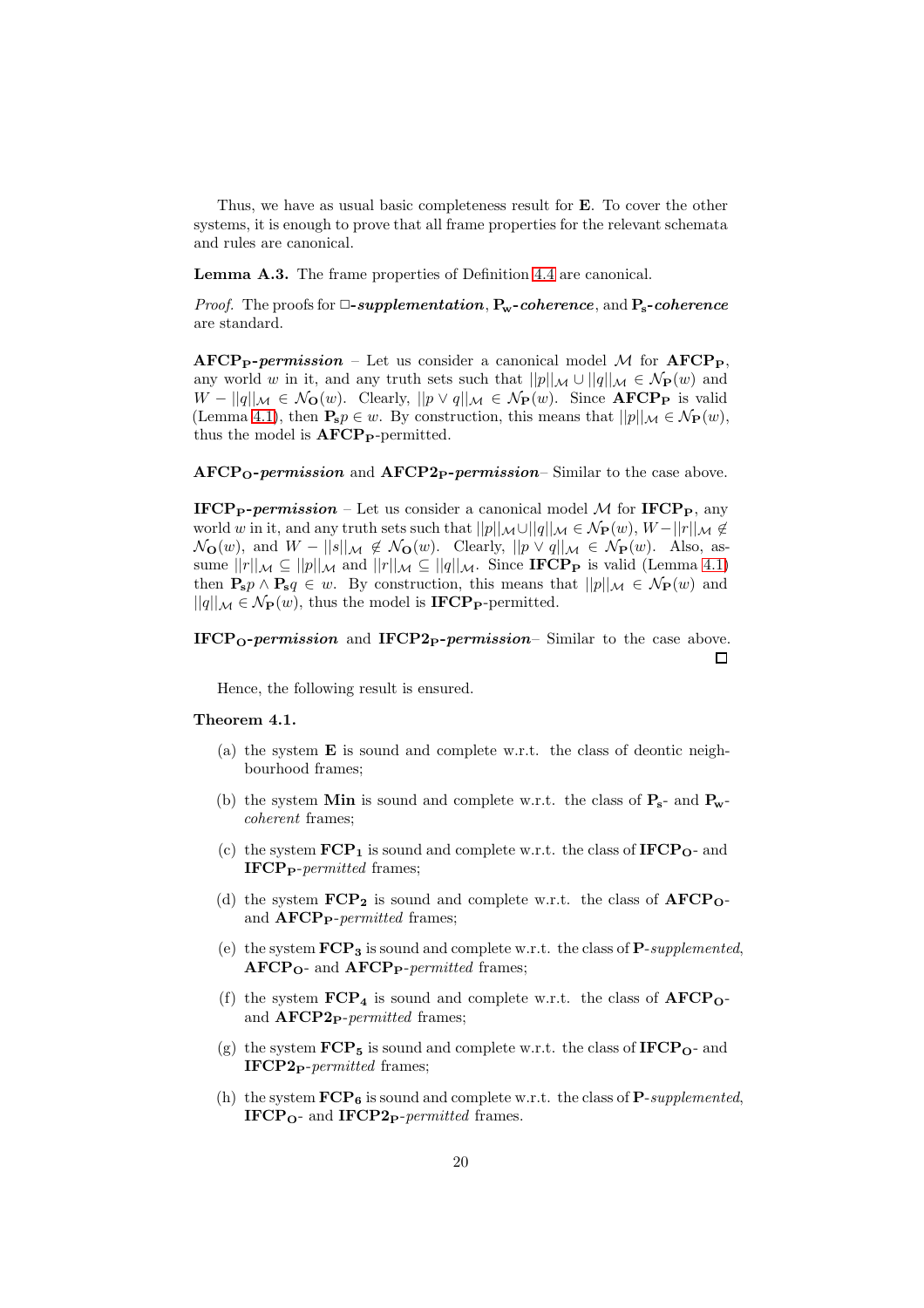Thus, we have as usual basic completeness result for **E**. To cover the other systems, it is enough to prove that all frame properties for the relevant schemata and rules are canonical.

**Lemma A.3.** The frame properties of Definition 4.4 are canonical.

*Proof.* The proofs for ***□-supplementation***, ***$\mathbf{P_w}$-coherence***, and ***$\mathbf{P_s}$-coherence*** are standard.

***$\mathbf{AFCP_P}$-permission*** – Let us consider a canonical model $\mathcal{M}$ for $\mathbf{AFCP_P}$, any world $w$ in it, and any truth sets such that $||p||_\mathcal{M} \cup ||q||_\mathcal{M} \in \mathcal{N}_\mathbf{P}(w)$ and $W - ||q||_\mathcal{M} \in \mathcal{N}_\mathbf{O}(w)$. Clearly, $||p \vee q||_\mathcal{M} \in \mathcal{N}_\mathbf{P}(w)$. Since $\mathbf{AFCP_P}$ is valid (Lemma 4.1), then $\mathbf{P_s}p \in w$. By construction, this means that $||p||_\mathcal{M} \in \mathcal{N}_\mathbf{P}(w)$, thus the model is $\mathbf{AFCP_P}$-permitted.

***$\mathbf{AFCP_O}$-permission*** and ***$\mathbf{AFCP2_P}$-permission***– Similar to the case above.

***$\mathbf{IFCP_P}$-permission*** – Let us consider a canonical model $\mathcal{M}$ for $\mathbf{IFCP_P}$, any world $w$ in it, and any truth sets such that $||p||_\mathcal{M} \cup ||q||_\mathcal{M} \in \mathcal{N}_\mathbf{P}(w)$, $W - ||r||_\mathcal{M} \notin \mathcal{N}_\mathbf{O}(w)$, and $W - ||s||_\mathcal{M} \notin \mathcal{N}_\mathbf{O}(w)$. Clearly, $||p \vee q||_\mathcal{M} \in \mathcal{N}_\mathbf{P}(w)$. Also, assume $||r||_\mathcal{M} \subseteq ||p||_\mathcal{M}$ and $||r||_\mathcal{M} \subseteq ||q||_\mathcal{M}$. Since $\mathbf{IFCP_P}$ is valid (Lemma 4.1) then $\mathbf{P_s}p \wedge \mathbf{P_s}q \in w$. By construction, this means that $||p||_\mathcal{M} \in \mathcal{N}_\mathbf{P}(w)$ and $||q||_\mathcal{M} \in \mathcal{N}_\mathbf{P}(w)$, thus the model is $\mathbf{IFCP_P}$-permitted.

***$\mathbf{IFCP_O}$-permission*** and ***$\mathbf{IFCP2_P}$-permission***– Similar to the case above. □

Hence, the following result is ensured.

**Theorem 4.1.**

(a) the system **E** is sound and complete w.r.t. the class of deontic neighbourhood frames;

(b) the system **Min** is sound and complete w.r.t. the class of $\mathbf{P_s}$- and $\mathbf{P_w}$-*coherent* frames;

(c) the system $\mathbf{FCP_1}$ is sound and complete w.r.t. the class of $\mathbf{IFCP_O}$- and $\mathbf{IFCP_P}$-*permitted* frames;

(d) the system $\mathbf{FCP_2}$ is sound and complete w.r.t. the class of $\mathbf{AFCP_O}$- and $\mathbf{AFCP_P}$-*permitted* frames;

(e) the system $\mathbf{FCP_3}$ is sound and complete w.r.t. the class of **P**-*supplemented*, $\mathbf{AFCP_O}$- and $\mathbf{AFCP_P}$-*permitted* frames;

(f) the system $\mathbf{FCP_4}$ is sound and complete w.r.t. the class of $\mathbf{AFCP_O}$- and $\mathbf{AFCP2_P}$-*permitted* frames;

(g) the system $\mathbf{FCP_5}$ is sound and complete w.r.t. the class of $\mathbf{IFCP_O}$- and $\mathbf{IFCP2_P}$-*permitted* frames;

(h) the system $\mathbf{FCP_6}$ is sound and complete w.r.t. the class of **P**-*supplemented*, $\mathbf{IFCP_O}$- and $\mathbf{IFCP2_P}$-*permitted* frames.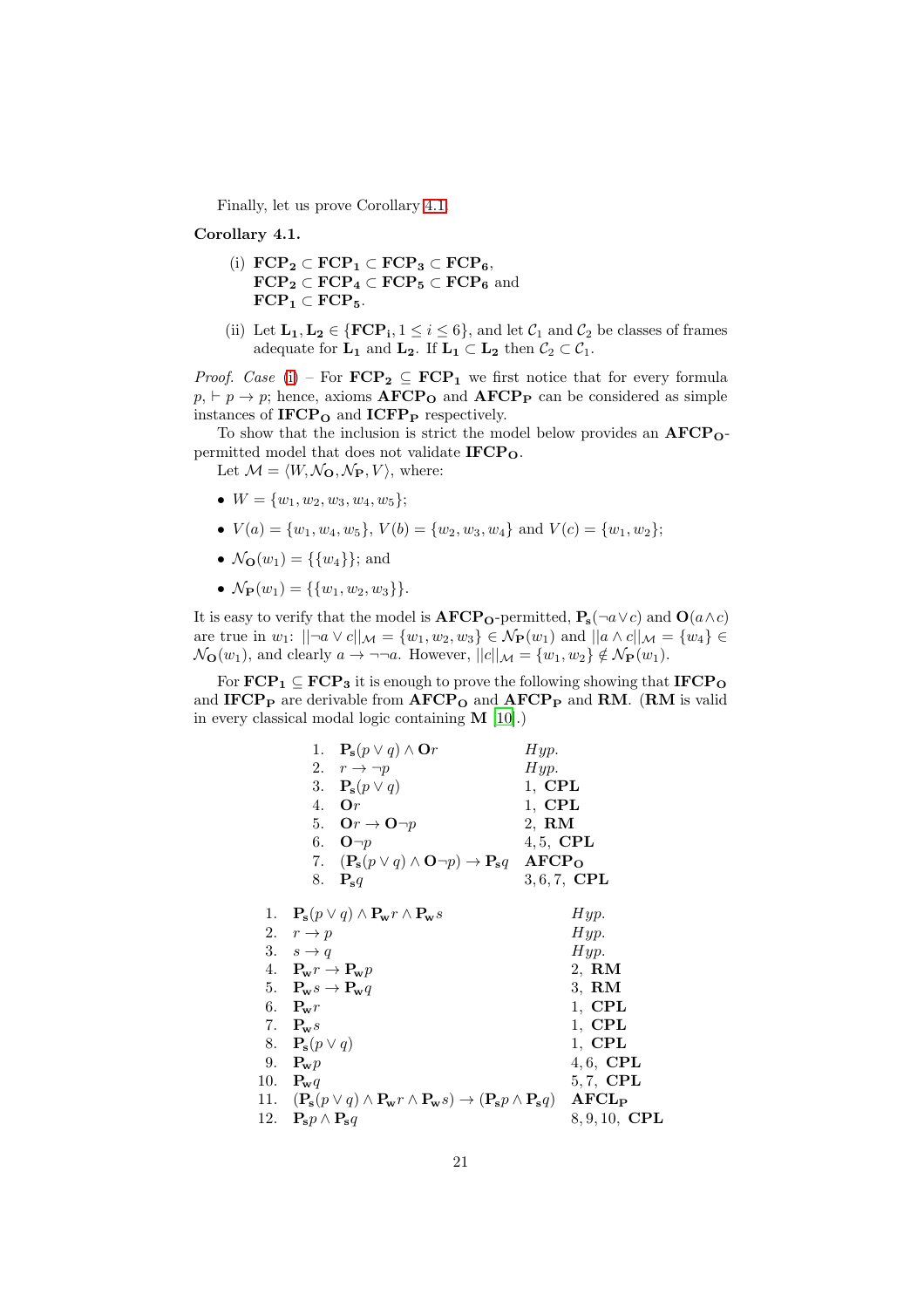Finally, let us prove Corollary 4.1.

**Corollary 4.1.**

(i) $\mathbf{FCP_2} \subset \mathbf{FCP_1} \subset \mathbf{FCP_3} \subset \mathbf{FCP_6}$,
$\mathbf{FCP_2} \subset \mathbf{FCP_4} \subset \mathbf{FCP_5} \subset \mathbf{FCP_6}$ and
$\mathbf{FCP_1} \subset \mathbf{FCP_5}$.

(ii) Let $\mathbf{L_1}, \mathbf{L_2} \in \{\mathbf{FCP_i}, 1 \leq i \leq 6\}$, and let $\mathcal{C}_1$ and $\mathcal{C}_2$ be classes of frames adequate for $\mathbf{L_1}$ and $\mathbf{L_2}$. If $\mathbf{L_1} \subset \mathbf{L_2}$ then $\mathcal{C}_2 \subset \mathcal{C}_1$.

*Proof. Case* (i) – For $\mathbf{FCP_2} \subseteq \mathbf{FCP_1}$ we first notice that for every formula $p$, $\vdash p \to p$; hence, axioms $\mathbf{AFCP_O}$ and $\mathbf{AFCP_P}$ can be considered as simple instances of $\mathbf{IFCP_O}$ and $\mathbf{ICFP_P}$ respectively.

To show that the inclusion is strict the model below provides an $\mathbf{AFCP_O}$-permitted model that does not validate $\mathbf{IFCP_O}$.

Let $\mathcal{M} = \langle W, \mathcal{N}_\mathbf{O}, \mathcal{N}_\mathbf{P}, V\rangle$, where:

- $W = \{w_1, w_2, w_3, w_4, w_5\}$;
- $V(a) = \{w_1, w_4, w_5\}$, $V(b) = \{w_2, w_3, w_4\}$ and $V(c) = \{w_1, w_2\}$;
- $\mathcal{N}_\mathbf{O}(w_1) = \{\{w_4\}\}$; and
- $\mathcal{N}_\mathbf{P}(w_1) = \{\{w_1, w_2, w_3\}\}$.

It is easy to verify that the model is $\mathbf{AFCP_O}$-permitted, $\mathbf{P_s}(\neg a \vee c)$ and $\mathbf{O}(a \wedge c)$ are true in $w_1$: $||\neg a \vee c||_\mathcal{M} = \{w_1, w_2, w_3\} \in \mathcal{N}_\mathbf{P}(w_1)$ and $||a \wedge c||_\mathcal{M} = \{w_4\} \in \mathcal{N}_\mathbf{O}(w_1)$, and clearly $a \to \neg\neg a$. However, $||c||_\mathcal{M} = \{w_1, w_2\} \notin \mathcal{N}_\mathbf{P}(w_1)$.

For $\mathbf{FCP_1} \subseteq \mathbf{FCP_3}$ it is enough to prove the following showing that $\mathbf{IFCP_O}$ and $\mathbf{IFCP_P}$ are derivable from $\mathbf{AFCP_O}$ and $\mathbf{AFCP_P}$ and $\mathbf{RM}$. ($\mathbf{RM}$ is valid in every classical modal logic containing $\mathbf{M}$ [10].)

| | | |
|---|---|---|
| 1. | $\mathbf{P_s}(p \vee q) \wedge \mathbf{O}r$ | *Hyp.* |
| 2. | $r \to \neg p$ | *Hyp.* |
| 3. | $\mathbf{P_s}(p \vee q)$ | 1, **CPL** |
| 4. | $\mathbf{O}r$ | 1, **CPL** |
| 5. | $\mathbf{O}r \to \mathbf{O}\neg p$ | 2, **RM** |
| 6. | $\mathbf{O}\neg p$ | 4, 5, **CPL** |
| 7. | $(\mathbf{P_s}(p \vee q) \wedge \mathbf{O}\neg p) \to \mathbf{P_s}q$ | $\mathbf{AFCP_O}$ |
| 8. | $\mathbf{P_s}q$ | 3, 6, 7, **CPL** |

| | | |
|---|---|---|
| 1. | $\mathbf{P_s}(p \vee q) \wedge \mathbf{P_w}r \wedge \mathbf{P_w}s$ | *Hyp.* |
| 2. | $r \to p$ | *Hyp.* |
| 3. | $s \to q$ | *Hyp.* |
| 4. | $\mathbf{P_w}r \to \mathbf{P_w}p$ | 2, **RM** |
| 5. | $\mathbf{P_w}s \to \mathbf{P_w}q$ | 3, **RM** |
| 6. | $\mathbf{P_w}r$ | 1, **CPL** |
| 7. | $\mathbf{P_w}s$ | 1, **CPL** |
| 8. | $\mathbf{P_s}(p \vee q)$ | 1, **CPL** |
| 9. | $\mathbf{P_w}p$ | 4, 6, **CPL** |
| 10. | $\mathbf{P_w}q$ | 5, 7, **CPL** |
| 11. | $(\mathbf{P_s}(p \vee q) \wedge \mathbf{P_w}r \wedge \mathbf{P_w}s) \to (\mathbf{P_s}p \wedge \mathbf{P_s}q)$ | $\mathbf{AFCL_P}$ |
| 12. | $\mathbf{P_s}p \wedge \mathbf{P_s}q$ | 8, 9, 10, **CPL** |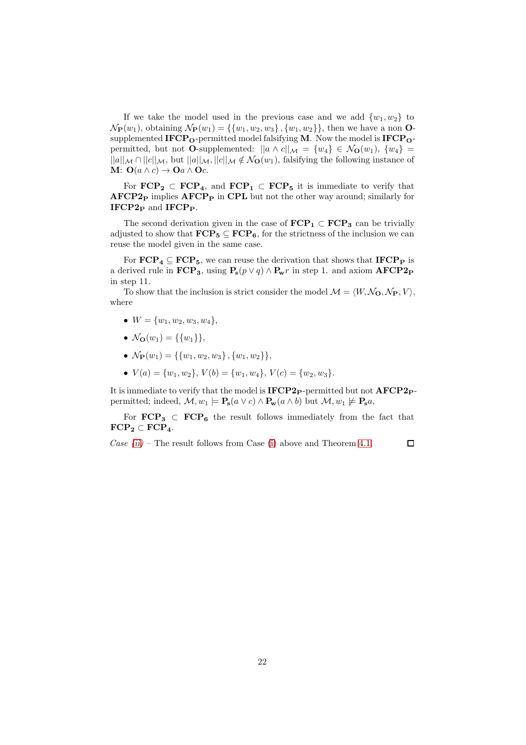If we take the model used in the previous case and we add $\{w_1, w_2\}$ to $\mathcal{N}_\mathbf{P}(w_1)$, obtaining $\mathcal{N}_\mathbf{P}(w_1) = \{\{w_1, w_2, w_3\}, \{w_1, w_2\}\}$, then we have a non **O**-supplemented $\mathbf{IFCP_O}$-permitted model falsifying **M**. Now the model is $\mathbf{IFCP_O}$-permitted, but not **O**-supplemented: $||a \wedge c||_\mathcal{M} = \{w_4\} \in \mathcal{N}_\mathbf{O}(w_1)$, $\{w_4\} = ||a||_\mathcal{M} \cap ||c||_\mathcal{M}$, but $||a||_\mathcal{M}, ||c||_\mathcal{M} \notin \mathcal{N}_\mathbf{O}(w_1)$, falsifying the following instance of **M**: $\mathbf{O}(a \wedge c) \rightarrow \mathbf{O}a \wedge \mathbf{O}c$.

For $\mathbf{FCP_2} \subset \mathbf{FCP_4}$, and $\mathbf{FCP_1} \subset \mathbf{FCP_5}$ it is immediate to verify that $\mathbf{AFCP2_P}$ implies $\mathbf{AFCP_P}$ in **CPL** but not the other way around; similarly for $\mathbf{IFCP2_P}$ and $\mathbf{IFCP_P}$.

The second derivation given in the case of $\mathbf{FCP_1} \subset \mathbf{FCP_3}$ can be trivially adjusted to show that $\mathbf{FCP_5} \subseteq \mathbf{FCP_6}$, for the strictness of the inclusion we can reuse the model given in the same case.

For $\mathbf{FCP_4} \subseteq \mathbf{FCP_5}$, we can reuse the derivation that shows that $\mathbf{IFCP_P}$ is a derived rule in $\mathbf{FCP_3}$, using $\mathbf{P_s}(p \vee q) \wedge \mathbf{P_w}r$ in step 1. and axiom $\mathbf{AFCP2_P}$ in step 11.

To show that the inclusion is strict consider the model $\mathcal{M} = \langle W, \mathcal{N}_\mathbf{O}, \mathcal{N}_\mathbf{P}, V\rangle$, where

- $W = \{w_1, w_2, w_3, w_4\}$,
- $\mathcal{N}_\mathbf{O}(w_1) = \{\{w_1\}\}$,
- $\mathcal{N}_\mathbf{P}(w_1) = \{\{w_1, w_2, w_3\}, \{w_1, w_2\}\}$,
- $V(a) = \{w_1, w_2\}$, $V(b) = \{w_1, w_4\}$, $V(c) = \{w_2, w_3\}$.

It is immediate to verify that the model is $\mathbf{IFCP2_P}$-permitted but not $\mathbf{AFCP2_P}$-permitted; indeed, $\mathcal{M}, w_1 \models \mathbf{P_s}(a \vee c) \wedge \mathbf{P_w}(a \wedge b)$ but $\mathcal{M}, w_1 \not\models \mathbf{P_s}a$,

For $\mathbf{FCP_3} \subset \mathbf{FCP_6}$ the result follows immediately from the fact that $\mathbf{FCP_2} \subset \mathbf{FCP_4}$.

*Case (ii)* – The result follows from Case (i) above and Theorem 4.1. □